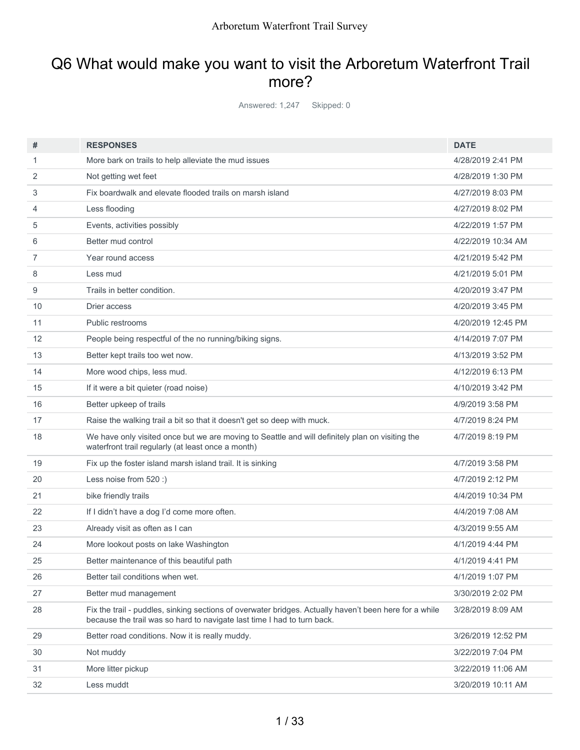# Q6 What would make you want to visit the Arboretum Waterfront Trail more?

Answered: 1,247 Skipped: 0

| # | RESPONSES | DATE |
|---|---|---|
| 1 | More bark on trails to help alleviate the mud issues | 4/28/2019 2:41 PM |
| 2 | Not getting wet feet | 4/28/2019 1:30 PM |
| 3 | Fix boardwalk and elevate flooded trails on marsh island | 4/27/2019 8:03 PM |
| 4 | Less flooding | 4/27/2019 8:02 PM |
| 5 | Events, activities possibly | 4/22/2019 1:57 PM |
| 6 | Better mud control | 4/22/2019 10:34 AM |
| 7 | Year round access | 4/21/2019 5:42 PM |
| 8 | Less mud | 4/21/2019 5:01 PM |
| 9 | Trails in better condition. | 4/20/2019 3:47 PM |
| 10 | Drier access | 4/20/2019 3:45 PM |
| 11 | Public restrooms | 4/20/2019 12:45 PM |
| 12 | People being respectful of the no running/biking signs. | 4/14/2019 7:07 PM |
| 13 | Better kept trails too wet now. | 4/13/2019 3:52 PM |
| 14 | More wood chips, less mud. | 4/12/2019 6:13 PM |
| 15 | If it were a bit quieter (road noise) | 4/10/2019 3:42 PM |
| 16 | Better upkeep of trails | 4/9/2019 3:58 PM |
| 17 | Raise the walking trail a bit so that it doesn't get so deep with muck. | 4/7/2019 8:24 PM |
| 18 | We have only visited once but we are moving to Seattle and will definitely plan on visiting the waterfront trail regularly (at least once a month) | 4/7/2019 8:19 PM |
| 19 | Fix up the foster island marsh island trail. It is sinking | 4/7/2019 3:58 PM |
| 20 | Less noise from 520 :) | 4/7/2019 2:12 PM |
| 21 | bike friendly trails | 4/4/2019 10:34 PM |
| 22 | If I didn't have a dog I'd come more often. | 4/4/2019 7:08 AM |
| 23 | Already visit as often as I can | 4/3/2019 9:55 AM |
| 24 | More lookout posts on lake Washington | 4/1/2019 4:44 PM |
| 25 | Better maintenance of this beautiful path | 4/1/2019 4:41 PM |
| 26 | Better tail conditions when wet. | 4/1/2019 1:07 PM |
| 27 | Better mud management | 3/30/2019 2:02 PM |
| 28 | Fix the trail - puddles, sinking sections of overwater bridges. Actually haven't been here for a while because the trail was so hard to navigate last time I had to turn back. | 3/28/2019 8:09 AM |
| 29 | Better road conditions. Now it is really muddy. | 3/26/2019 12:52 PM |
| 30 | Not muddy | 3/22/2019 7:04 PM |
| 31 | More litter pickup | 3/22/2019 11:06 AM |
| 32 | Less muddt | 3/20/2019 10:11 AM |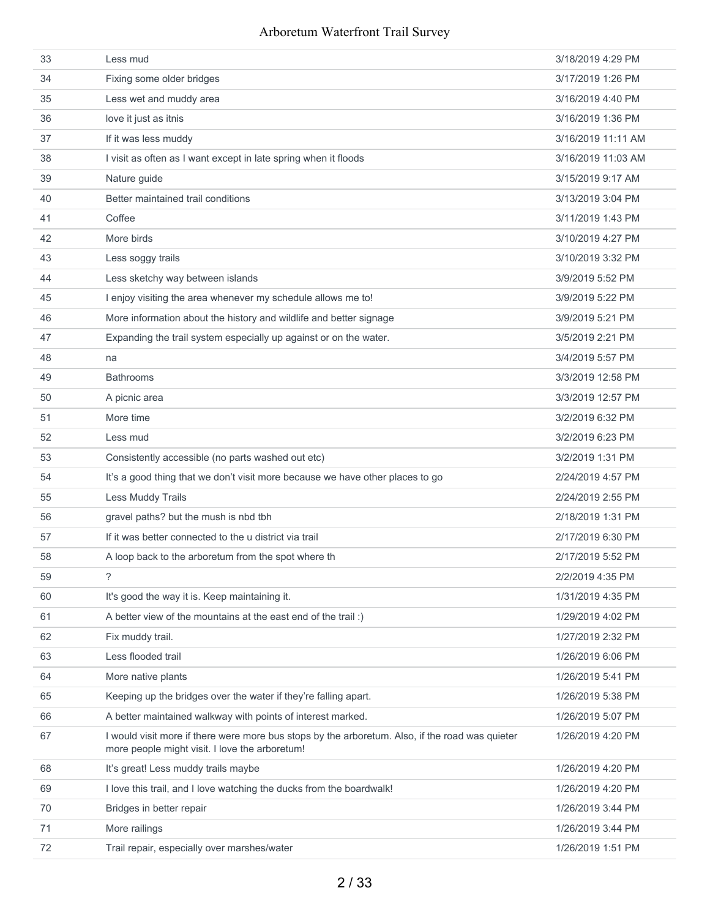| | | |
|---|---|---|
| 33 | Less mud | 3/18/2019 4:29 PM |
| 34 | Fixing some older bridges | 3/17/2019 1:26 PM |
| 35 | Less wet and muddy area | 3/16/2019 4:40 PM |
| 36 | love it just as itnis | 3/16/2019 1:36 PM |
| 37 | If it was less muddy | 3/16/2019 11:11 AM |
| 38 | I visit as often as I want except in late spring when it floods | 3/16/2019 11:03 AM |
| 39 | Nature guide | 3/15/2019 9:17 AM |
| 40 | Better maintained trail conditions | 3/13/2019 3:04 PM |
| 41 | Coffee | 3/11/2019 1:43 PM |
| 42 | More birds | 3/10/2019 4:27 PM |
| 43 | Less soggy trails | 3/10/2019 3:32 PM |
| 44 | Less sketchy way between islands | 3/9/2019 5:52 PM |
| 45 | I enjoy visiting the area whenever my schedule allows me to! | 3/9/2019 5:22 PM |
| 46 | More information about the history and wildlife and better signage | 3/9/2019 5:21 PM |
| 47 | Expanding the trail system especially up against or on the water. | 3/5/2019 2:21 PM |
| 48 | na | 3/4/2019 5:57 PM |
| 49 | Bathrooms | 3/3/2019 12:58 PM |
| 50 | A picnic area | 3/3/2019 12:57 PM |
| 51 | More time | 3/2/2019 6:32 PM |
| 52 | Less mud | 3/2/2019 6:23 PM |
| 53 | Consistently accessible (no parts washed out etc) | 3/2/2019 1:31 PM |
| 54 | It's a good thing that we don't visit more because we have other places to go | 2/24/2019 4:57 PM |
| 55 | Less Muddy Trails | 2/24/2019 2:55 PM |
| 56 | gravel paths? but the mush is nbd tbh | 2/18/2019 1:31 PM |
| 57 | If it was better connected to the u district via trail | 2/17/2019 6:30 PM |
| 58 | A loop back to the arboretum from the spot where th | 2/17/2019 5:52 PM |
| 59 | ? | 2/2/2019 4:35 PM |
| 60 | It's good the way it is. Keep maintaining it. | 1/31/2019 4:35 PM |
| 61 | A better view of the mountains at the east end of the trail :) | 1/29/2019 4:02 PM |
| 62 | Fix muddy trail. | 1/27/2019 2:32 PM |
| 63 | Less flooded trail | 1/26/2019 6:06 PM |
| 64 | More native plants | 1/26/2019 5:41 PM |
| 65 | Keeping up the bridges over the water if they're falling apart. | 1/26/2019 5:38 PM |
| 66 | A better maintained walkway with points of interest marked. | 1/26/2019 5:07 PM |
| 67 | I would visit more if there were more bus stops by the arboretum. Also, if the road was quieter more people might visit. I love the arboretum! | 1/26/2019 4:20 PM |
| 68 | It's great! Less muddy trails maybe | 1/26/2019 4:20 PM |
| 69 | I love this trail, and I love watching the ducks from the boardwalk! | 1/26/2019 4:20 PM |
| 70 | Bridges in better repair | 1/26/2019 3:44 PM |
| 71 | More railings | 1/26/2019 3:44 PM |
| 72 | Trail repair, especially over marshes/water | 1/26/2019 1:51 PM |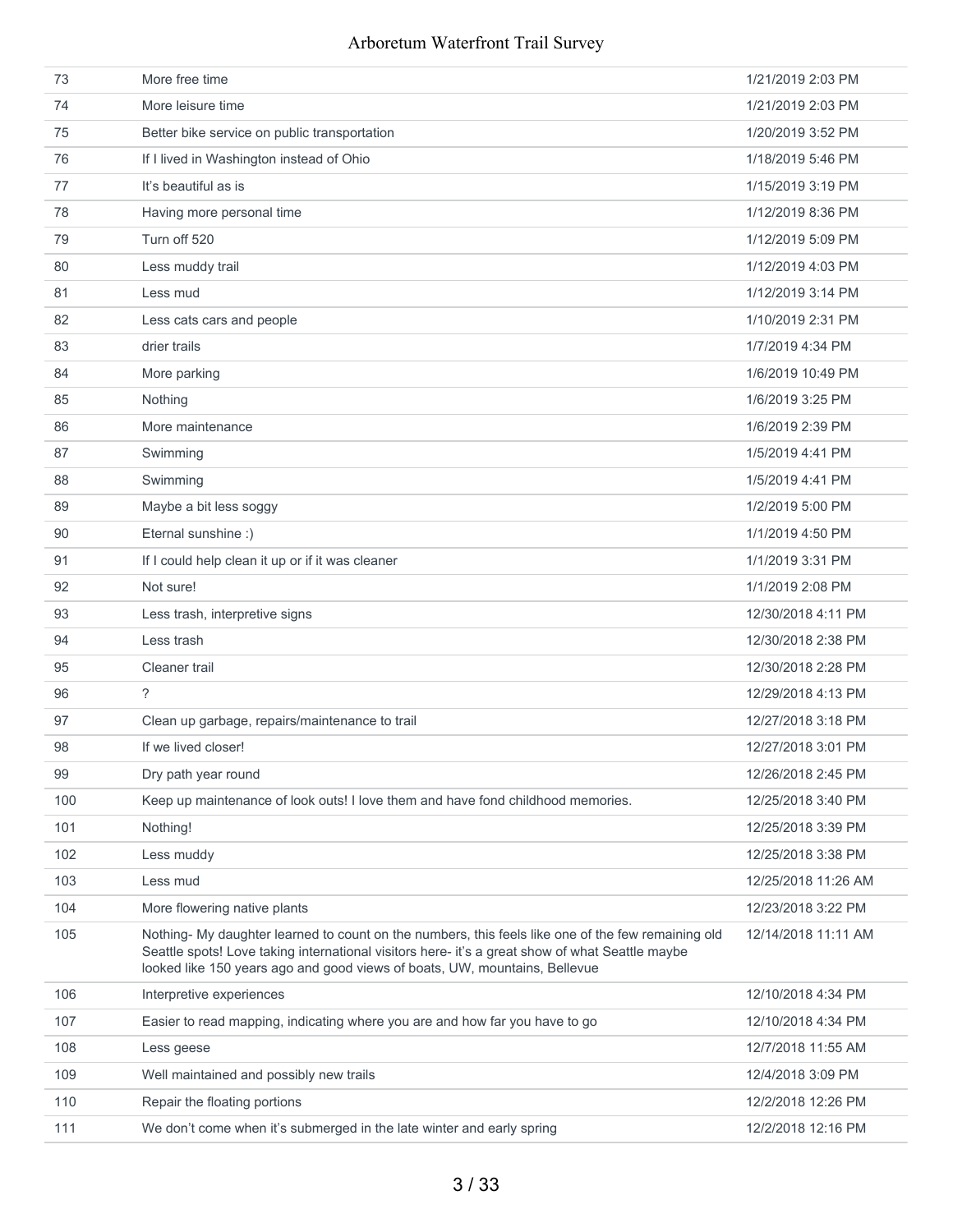| | | |
|---|---|---|
| 73 | More free time | 1/21/2019 2:03 PM |
| 74 | More leisure time | 1/21/2019 2:03 PM |
| 75 | Better bike service on public transportation | 1/20/2019 3:52 PM |
| 76 | If I lived in Washington instead of Ohio | 1/18/2019 5:46 PM |
| 77 | It's beautiful as is | 1/15/2019 3:19 PM |
| 78 | Having more personal time | 1/12/2019 8:36 PM |
| 79 | Turn off 520 | 1/12/2019 5:09 PM |
| 80 | Less muddy trail | 1/12/2019 4:03 PM |
| 81 | Less mud | 1/12/2019 3:14 PM |
| 82 | Less cats cars and people | 1/10/2019 2:31 PM |
| 83 | drier trails | 1/7/2019 4:34 PM |
| 84 | More parking | 1/6/2019 10:49 PM |
| 85 | Nothing | 1/6/2019 3:25 PM |
| 86 | More maintenance | 1/6/2019 2:39 PM |
| 87 | Swimming | 1/5/2019 4:41 PM |
| 88 | Swimming | 1/5/2019 4:41 PM |
| 89 | Maybe a bit less soggy | 1/2/2019 5:00 PM |
| 90 | Eternal sunshine :) | 1/1/2019 4:50 PM |
| 91 | If I could help clean it up or if it was cleaner | 1/1/2019 3:31 PM |
| 92 | Not sure! | 1/1/2019 2:08 PM |
| 93 | Less trash, interpretive signs | 12/30/2018 4:11 PM |
| 94 | Less trash | 12/30/2018 2:38 PM |
| 95 | Cleaner trail | 12/30/2018 2:28 PM |
| 96 | ? | 12/29/2018 4:13 PM |
| 97 | Clean up garbage, repairs/maintenance to trail | 12/27/2018 3:18 PM |
| 98 | If we lived closer! | 12/27/2018 3:01 PM |
| 99 | Dry path year round | 12/26/2018 2:45 PM |
| 100 | Keep up maintenance of look outs! I love them and have fond childhood memories. | 12/25/2018 3:40 PM |
| 101 | Nothing! | 12/25/2018 3:39 PM |
| 102 | Less muddy | 12/25/2018 3:38 PM |
| 103 | Less mud | 12/25/2018 11:26 AM |
| 104 | More flowering native plants | 12/23/2018 3:22 PM |
| 105 | Nothing- My daughter learned to count on the numbers, this feels like one of the few remaining old Seattle spots! Love taking international visitors here- it's a great show of what Seattle maybe looked like 150 years ago and good views of boats, UW, mountains, Bellevue | 12/14/2018 11:11 AM |
| 106 | Interpretive experiences | 12/10/2018 4:34 PM |
| 107 | Easier to read mapping, indicating where you are and how far you have to go | 12/10/2018 4:34 PM |
| 108 | Less geese | 12/7/2018 11:55 AM |
| 109 | Well maintained and possibly new trails | 12/4/2018 3:09 PM |
| 110 | Repair the floating portions | 12/2/2018 12:26 PM |
| 111 | We don't come when it's submerged in the late winter and early spring | 12/2/2018 12:16 PM |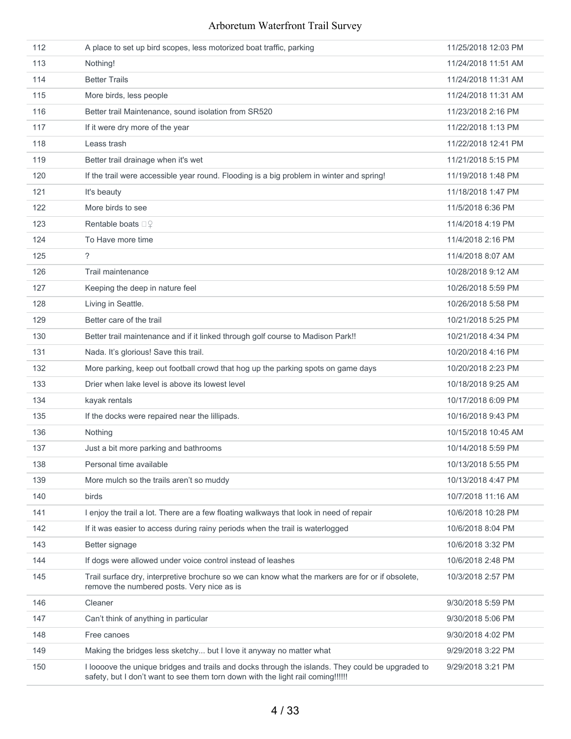| | | |
|---|---|---|
| 112 | A place to set up bird scopes, less motorized boat traffic, parking | 11/25/2018 12:03 PM |
| 113 | Nothing! | 11/24/2018 11:51 AM |
| 114 | Better Trails | 11/24/2018 11:31 AM |
| 115 | More birds, less people | 11/24/2018 11:31 AM |
| 116 | Better trail Maintenance, sound isolation from SR520 | 11/23/2018 2:16 PM |
| 117 | If it were dry more of the year | 11/22/2018 1:13 PM |
| 118 | Leass trash | 11/22/2018 12:41 PM |
| 119 | Better trail drainage when it's wet | 11/21/2018 5:15 PM |
| 120 | If the trail were accessible year round. Flooding is a big problem in winter and spring! | 11/19/2018 1:48 PM |
| 121 | It's beauty | 11/18/2018 1:47 PM |
| 122 | More birds to see | 11/5/2018 6:36 PM |
| 123 | Rentable boats □♀ | 11/4/2018 4:19 PM |
| 124 | To Have more time | 11/4/2018 2:16 PM |
| 125 | ? | 11/4/2018 8:07 AM |
| 126 | Trail maintenance | 10/28/2018 9:12 AM |
| 127 | Keeping the deep in nature feel | 10/26/2018 5:59 PM |
| 128 | Living in Seattle. | 10/26/2018 5:58 PM |
| 129 | Better care of the trail | 10/21/2018 5:25 PM |
| 130 | Better trail maintenance and if it linked through golf course to Madison Park!! | 10/21/2018 4:34 PM |
| 131 | Nada. It's glorious! Save this trail. | 10/20/2018 4:16 PM |
| 132 | More parking, keep out football crowd that hog up the parking spots on game days | 10/20/2018 2:23 PM |
| 133 | Drier when lake level is above its lowest level | 10/18/2018 9:25 AM |
| 134 | kayak rentals | 10/17/2018 6:09 PM |
| 135 | If the docks were repaired near the lillipads. | 10/16/2018 9:43 PM |
| 136 | Nothing | 10/15/2018 10:45 AM |
| 137 | Just a bit more parking and bathrooms | 10/14/2018 5:59 PM |
| 138 | Personal time available | 10/13/2018 5:55 PM |
| 139 | More mulch so the trails aren't so muddy | 10/13/2018 4:47 PM |
| 140 | birds | 10/7/2018 11:16 AM |
| 141 | I enjoy the trail a lot. There are a few floating walkways that look in need of repair | 10/6/2018 10:28 PM |
| 142 | If it was easier to access during rainy periods when the trail is waterlogged | 10/6/2018 8:04 PM |
| 143 | Better signage | 10/6/2018 3:32 PM |
| 144 | If dogs were allowed under voice control instead of leashes | 10/6/2018 2:48 PM |
| 145 | Trail surface dry, interpretive brochure so we can know what the markers are for or if obsolete, remove the numbered posts. Very nice as is | 10/3/2018 2:57 PM |
| 146 | Cleaner | 9/30/2018 5:59 PM |
| 147 | Can't think of anything in particular | 9/30/2018 5:06 PM |
| 148 | Free canoes | 9/30/2018 4:02 PM |
| 149 | Making the bridges less sketchy... but I love it anyway no matter what | 9/29/2018 3:22 PM |
| 150 | I loooove the unique bridges and trails and docks through the islands. They could be upgraded to safety, but I don't want to see them torn down with the light rail coming!!!!!! | 9/29/2018 3:21 PM |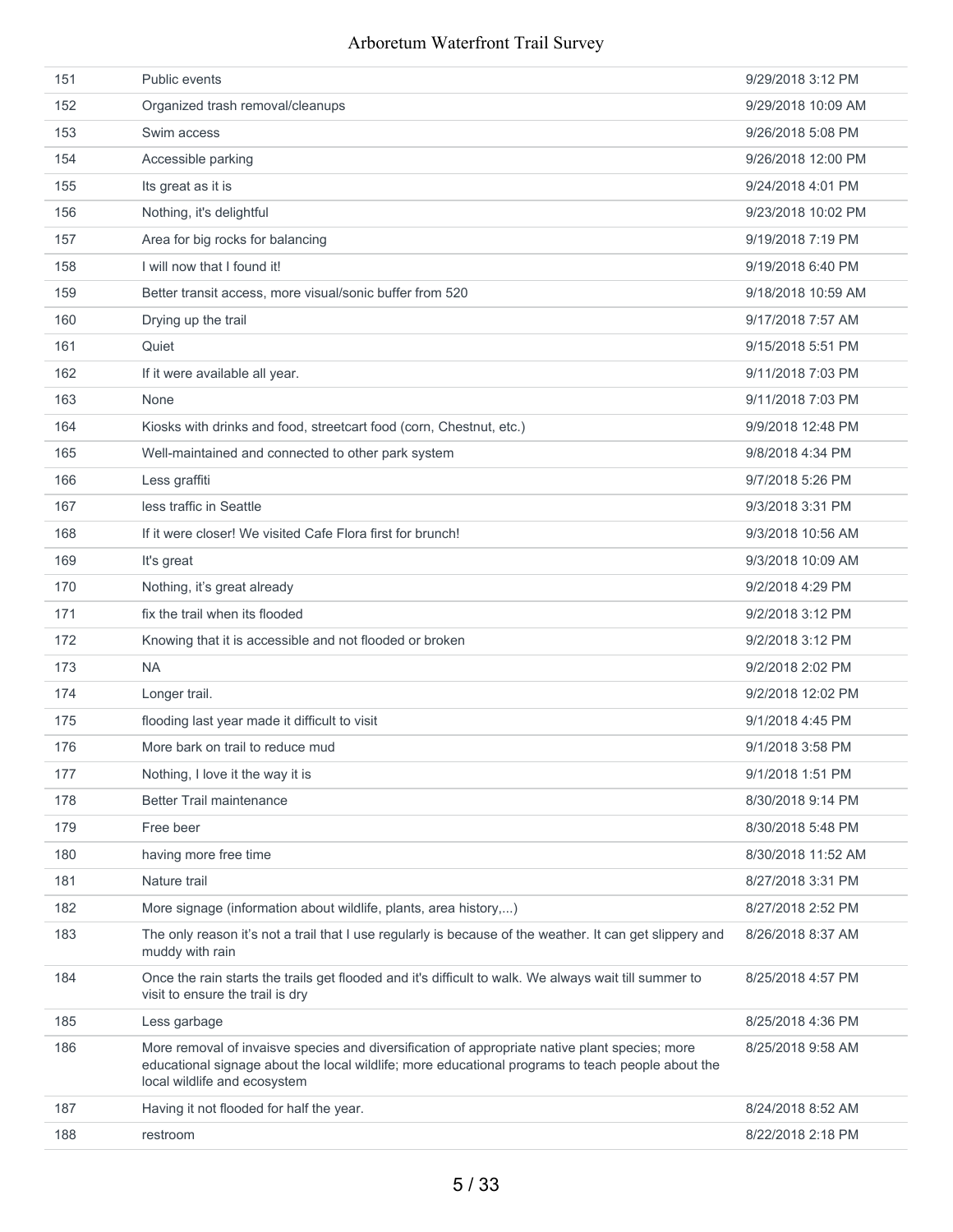| | | |
|---|---|---|
| 151 | Public events | 9/29/2018 3:12 PM |
| 152 | Organized trash removal/cleanups | 9/29/2018 10:09 AM |
| 153 | Swim access | 9/26/2018 5:08 PM |
| 154 | Accessible parking | 9/26/2018 12:00 PM |
| 155 | Its great as it is | 9/24/2018 4:01 PM |
| 156 | Nothing, it's delightful | 9/23/2018 10:02 PM |
| 157 | Area for big rocks for balancing | 9/19/2018 7:19 PM |
| 158 | I will now that I found it! | 9/19/2018 6:40 PM |
| 159 | Better transit access, more visual/sonic buffer from 520 | 9/18/2018 10:59 AM |
| 160 | Drying up the trail | 9/17/2018 7:57 AM |
| 161 | Quiet | 9/15/2018 5:51 PM |
| 162 | If it were available all year. | 9/11/2018 7:03 PM |
| 163 | None | 9/11/2018 7:03 PM |
| 164 | Kiosks with drinks and food, streetcart food (corn, Chestnut, etc.) | 9/9/2018 12:48 PM |
| 165 | Well-maintained and connected to other park system | 9/8/2018 4:34 PM |
| 166 | Less graffiti | 9/7/2018 5:26 PM |
| 167 | less traffic in Seattle | 9/3/2018 3:31 PM |
| 168 | If it were closer! We visited Cafe Flora first for brunch! | 9/3/2018 10:56 AM |
| 169 | It's great | 9/3/2018 10:09 AM |
| 170 | Nothing, it's great already | 9/2/2018 4:29 PM |
| 171 | fix the trail when its flooded | 9/2/2018 3:12 PM |
| 172 | Knowing that it is accessible and not flooded or broken | 9/2/2018 3:12 PM |
| 173 | NA | 9/2/2018 2:02 PM |
| 174 | Longer trail. | 9/2/2018 12:02 PM |
| 175 | flooding last year made it difficult to visit | 9/1/2018 4:45 PM |
| 176 | More bark on trail to reduce mud | 9/1/2018 3:58 PM |
| 177 | Nothing, I love it the way it is | 9/1/2018 1:51 PM |
| 178 | Better Trail maintenance | 8/30/2018 9:14 PM |
| 179 | Free beer | 8/30/2018 5:48 PM |
| 180 | having more free time | 8/30/2018 11:52 AM |
| 181 | Nature trail | 8/27/2018 3:31 PM |
| 182 | More signage (information about wildlife, plants, area history,...) | 8/27/2018 2:52 PM |
| 183 | The only reason it's not a trail that I use regularly is because of the weather. It can get slippery and muddy with rain | 8/26/2018 8:37 AM |
| 184 | Once the rain starts the trails get flooded and it's difficult to walk. We always wait till summer to visit to ensure the trail is dry | 8/25/2018 4:57 PM |
| 185 | Less garbage | 8/25/2018 4:36 PM |
| 186 | More removal of invaisve species and diversification of appropriate native plant species; more educational signage about the local wildlife; more educational programs to teach people about the local wildlife and ecosystem | 8/25/2018 9:58 AM |
| 187 | Having it not flooded for half the year. | 8/24/2018 8:52 AM |
| 188 | restroom | 8/22/2018 2:18 PM |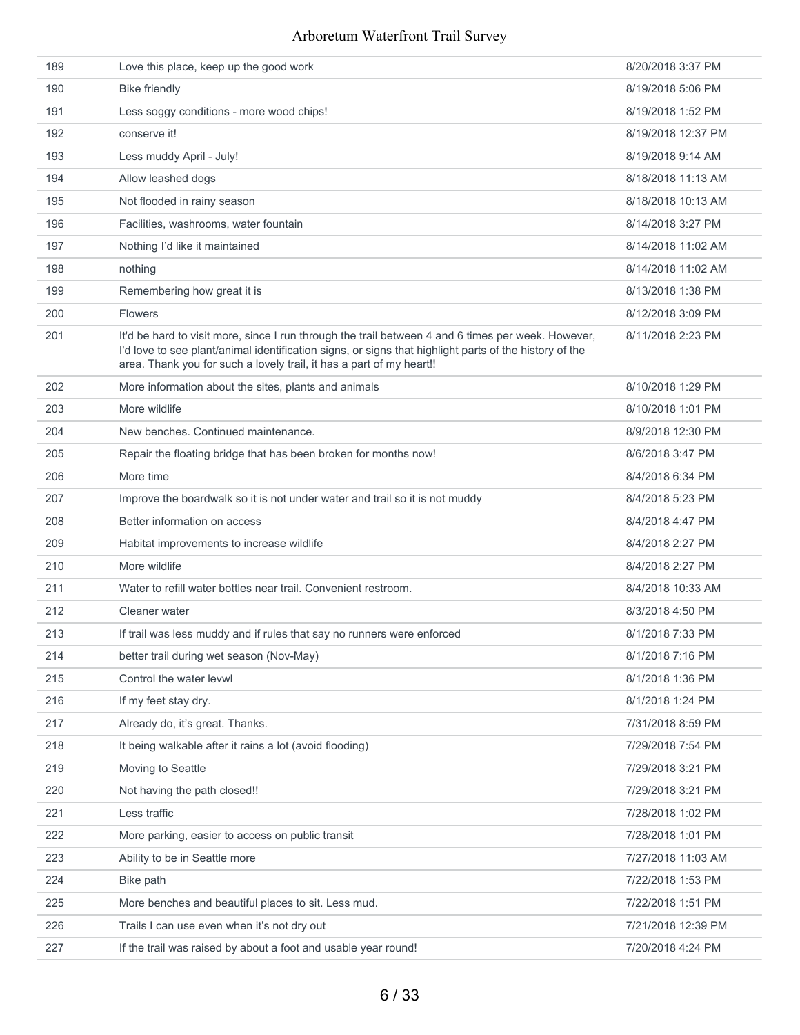| | | |
|---|---|---|
| 189 | Love this place, keep up the good work | 8/20/2018 3:37 PM |
| 190 | Bike friendly | 8/19/2018 5:06 PM |
| 191 | Less soggy conditions - more wood chips! | 8/19/2018 1:52 PM |
| 192 | conserve it! | 8/19/2018 12:37 PM |
| 193 | Less muddy April - July! | 8/19/2018 9:14 AM |
| 194 | Allow leashed dogs | 8/18/2018 11:13 AM |
| 195 | Not flooded in rainy season | 8/18/2018 10:13 AM |
| 196 | Facilities, washrooms, water fountain | 8/14/2018 3:27 PM |
| 197 | Nothing I'd like it maintained | 8/14/2018 11:02 AM |
| 198 | nothing | 8/14/2018 11:02 AM |
| 199 | Remembering how great it is | 8/13/2018 1:38 PM |
| 200 | Flowers | 8/12/2018 3:09 PM |
| 201 | It'd be hard to visit more, since I run through the trail between 4 and 6 times per week. However, I'd love to see plant/animal identification signs, or signs that highlight parts of the history of the area. Thank you for such a lovely trail, it has a part of my heart!! | 8/11/2018 2:23 PM |
| 202 | More information about the sites, plants and animals | 8/10/2018 1:29 PM |
| 203 | More wildlife | 8/10/2018 1:01 PM |
| 204 | New benches. Continued maintenance. | 8/9/2018 12:30 PM |
| 205 | Repair the floating bridge that has been broken for months now! | 8/6/2018 3:47 PM |
| 206 | More time | 8/4/2018 6:34 PM |
| 207 | Improve the boardwalk so it is not under water and trail so it is not muddy | 8/4/2018 5:23 PM |
| 208 | Better information on access | 8/4/2018 4:47 PM |
| 209 | Habitat improvements to increase wildlife | 8/4/2018 2:27 PM |
| 210 | More wildlife | 8/4/2018 2:27 PM |
| 211 | Water to refill water bottles near trail. Convenient restroom. | 8/4/2018 10:33 AM |
| 212 | Cleaner water | 8/3/2018 4:50 PM |
| 213 | If trail was less muddy and if rules that say no runners were enforced | 8/1/2018 7:33 PM |
| 214 | better trail during wet season (Nov-May) | 8/1/2018 7:16 PM |
| 215 | Control the water levwl | 8/1/2018 1:36 PM |
| 216 | If my feet stay dry. | 8/1/2018 1:24 PM |
| 217 | Already do, it's great. Thanks. | 7/31/2018 8:59 PM |
| 218 | It being walkable after it rains a lot (avoid flooding) | 7/29/2018 7:54 PM |
| 219 | Moving to Seattle | 7/29/2018 3:21 PM |
| 220 | Not having the path closed!! | 7/29/2018 3:21 PM |
| 221 | Less traffic | 7/28/2018 1:02 PM |
| 222 | More parking, easier to access on public transit | 7/28/2018 1:01 PM |
| 223 | Ability to be in Seattle more | 7/27/2018 11:03 AM |
| 224 | Bike path | 7/22/2018 1:53 PM |
| 225 | More benches and beautiful places to sit. Less mud. | 7/22/2018 1:51 PM |
| 226 | Trails I can use even when it's not dry out | 7/21/2018 12:39 PM |
| 227 | If the trail was raised by about a foot and usable year round! | 7/20/2018 4:24 PM |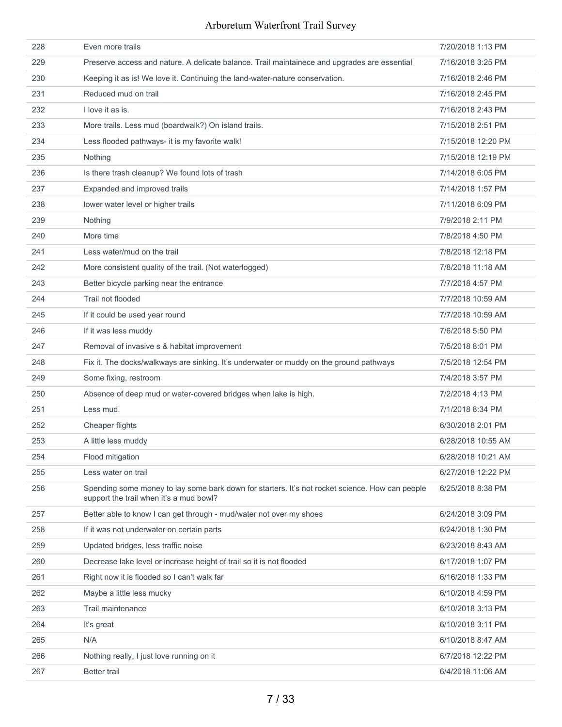| | | |
|---|---|---|
| 228 | Even more trails | 7/20/2018 1:13 PM |
| 229 | Preserve access and nature. A delicate balance. Trail maintainece and upgrades are essential | 7/16/2018 3:25 PM |
| 230 | Keeping it as is! We love it. Continuing the land-water-nature conservation. | 7/16/2018 2:46 PM |
| 231 | Reduced mud on trail | 7/16/2018 2:45 PM |
| 232 | I love it as is. | 7/16/2018 2:43 PM |
| 233 | More trails. Less mud (boardwalk?) On island trails. | 7/15/2018 2:51 PM |
| 234 | Less flooded pathways- it is my favorite walk! | 7/15/2018 12:20 PM |
| 235 | Nothing | 7/15/2018 12:19 PM |
| 236 | Is there trash cleanup? We found lots of trash | 7/14/2018 6:05 PM |
| 237 | Expanded and improved trails | 7/14/2018 1:57 PM |
| 238 | lower water level or higher trails | 7/11/2018 6:09 PM |
| 239 | Nothing | 7/9/2018 2:11 PM |
| 240 | More time | 7/8/2018 4:50 PM |
| 241 | Less water/mud on the trail | 7/8/2018 12:18 PM |
| 242 | More consistent quality of the trail. (Not waterlogged) | 7/8/2018 11:18 AM |
| 243 | Better bicycle parking near the entrance | 7/7/2018 4:57 PM |
| 244 | Trail not flooded | 7/7/2018 10:59 AM |
| 245 | If it could be used year round | 7/7/2018 10:59 AM |
| 246 | If it was less muddy | 7/6/2018 5:50 PM |
| 247 | Removal of invasive s & habitat improvement | 7/5/2018 8:01 PM |
| 248 | Fix it. The docks/walkways are sinking. It's underwater or muddy on the ground pathways | 7/5/2018 12:54 PM |
| 249 | Some fixing, restroom | 7/4/2018 3:57 PM |
| 250 | Absence of deep mud or water-covered bridges when lake is high. | 7/2/2018 4:13 PM |
| 251 | Less mud. | 7/1/2018 8:34 PM |
| 252 | Cheaper flights | 6/30/2018 2:01 PM |
| 253 | A little less muddy | 6/28/2018 10:55 AM |
| 254 | Flood mitigation | 6/28/2018 10:21 AM |
| 255 | Less water on trail | 6/27/2018 12:22 PM |
| 256 | Spending some money to lay some bark down for starters. It's not rocket science. How can people support the trail when it's a mud bowl? | 6/25/2018 8:38 PM |
| 257 | Better able to know I can get through - mud/water not over my shoes | 6/24/2018 3:09 PM |
| 258 | If it was not underwater on certain parts | 6/24/2018 1:30 PM |
| 259 | Updated bridges, less traffic noise | 6/23/2018 8:43 AM |
| 260 | Decrease lake level or increase height of trail so it is not flooded | 6/17/2018 1:07 PM |
| 261 | Right now it is flooded so I can't walk far | 6/16/2018 1:33 PM |
| 262 | Maybe a little less mucky | 6/10/2018 4:59 PM |
| 263 | Trail maintenance | 6/10/2018 3:13 PM |
| 264 | It's great | 6/10/2018 3:11 PM |
| 265 | N/A | 6/10/2018 8:47 AM |
| 266 | Nothing really, I just love running on it | 6/7/2018 12:22 PM |
| 267 | Better trail | 6/4/2018 11:06 AM |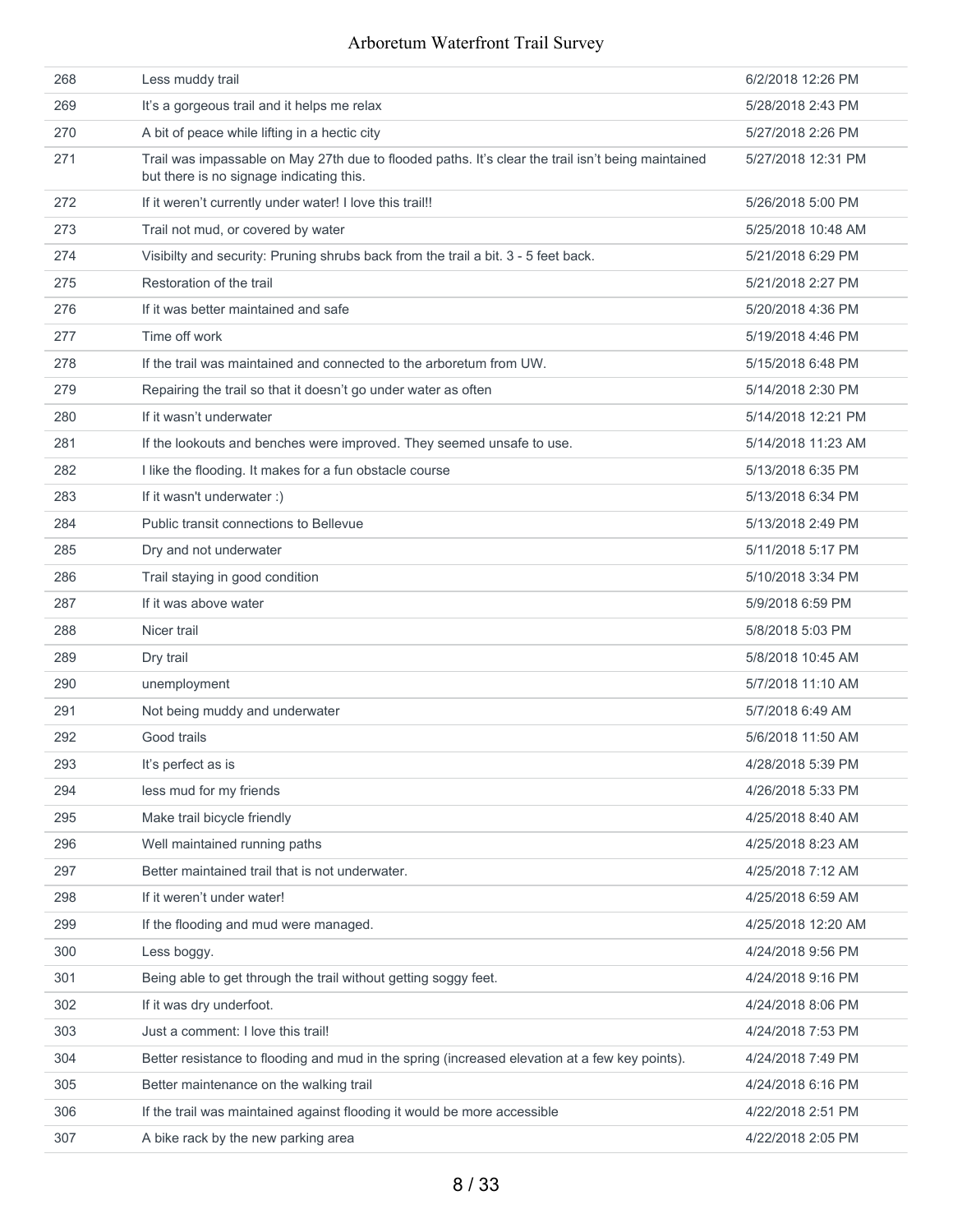| | | |
|---|---|---|
| 268 | Less muddy trail | 6/2/2018 12:26 PM |
| 269 | It’s a gorgeous trail and it helps me relax | 5/28/2018 2:43 PM |
| 270 | A bit of peace while lifting in a hectic city | 5/27/2018 2:26 PM |
| 271 | Trail was impassable on May 27th due to flooded paths. It’s clear the trail isn’t being maintained but there is no signage indicating this. | 5/27/2018 12:31 PM |
| 272 | If it weren’t currently under water! I love this trail!! | 5/26/2018 5:00 PM |
| 273 | Trail not mud, or covered by water | 5/25/2018 10:48 AM |
| 274 | Visibilty and security: Pruning shrubs back from the trail a bit. 3 - 5 feet back. | 5/21/2018 6:29 PM |
| 275 | Restoration of the trail | 5/21/2018 2:27 PM |
| 276 | If it was better maintained and safe | 5/20/2018 4:36 PM |
| 277 | Time off work | 5/19/2018 4:46 PM |
| 278 | If the trail was maintained and connected to the arboretum from UW. | 5/15/2018 6:48 PM |
| 279 | Repairing the trail so that it doesn’t go under water as often | 5/14/2018 2:30 PM |
| 280 | If it wasn’t underwater | 5/14/2018 12:21 PM |
| 281 | If the lookouts and benches were improved. They seemed unsafe to use. | 5/14/2018 11:23 AM |
| 282 | I like the flooding. It makes for a fun obstacle course | 5/13/2018 6:35 PM |
| 283 | If it wasn't underwater :) | 5/13/2018 6:34 PM |
| 284 | Public transit connections to Bellevue | 5/13/2018 2:49 PM |
| 285 | Dry and not underwater | 5/11/2018 5:17 PM |
| 286 | Trail staying in good condition | 5/10/2018 3:34 PM |
| 287 | If it was above water | 5/9/2018 6:59 PM |
| 288 | Nicer trail | 5/8/2018 5:03 PM |
| 289 | Dry trail | 5/8/2018 10:45 AM |
| 290 | unemployment | 5/7/2018 11:10 AM |
| 291 | Not being muddy and underwater | 5/7/2018 6:49 AM |
| 292 | Good trails | 5/6/2018 11:50 AM |
| 293 | It’s perfect as is | 4/28/2018 5:39 PM |
| 294 | less mud for my friends | 4/26/2018 5:33 PM |
| 295 | Make trail bicycle friendly | 4/25/2018 8:40 AM |
| 296 | Well maintained running paths | 4/25/2018 8:23 AM |
| 297 | Better maintained trail that is not underwater. | 4/25/2018 7:12 AM |
| 298 | If it weren’t under water! | 4/25/2018 6:59 AM |
| 299 | If the flooding and mud were managed. | 4/25/2018 12:20 AM |
| 300 | Less boggy. | 4/24/2018 9:56 PM |
| 301 | Being able to get through the trail without getting soggy feet. | 4/24/2018 9:16 PM |
| 302 | If it was dry underfoot. | 4/24/2018 8:06 PM |
| 303 | Just a comment: I love this trail! | 4/24/2018 7:53 PM |
| 304 | Better resistance to flooding and mud in the spring (increased elevation at a few key points). | 4/24/2018 7:49 PM |
| 305 | Better maintenance on the walking trail | 4/24/2018 6:16 PM |
| 306 | If the trail was maintained against flooding it would be more accessible | 4/22/2018 2:51 PM |
| 307 | A bike rack by the new parking area | 4/22/2018 2:05 PM |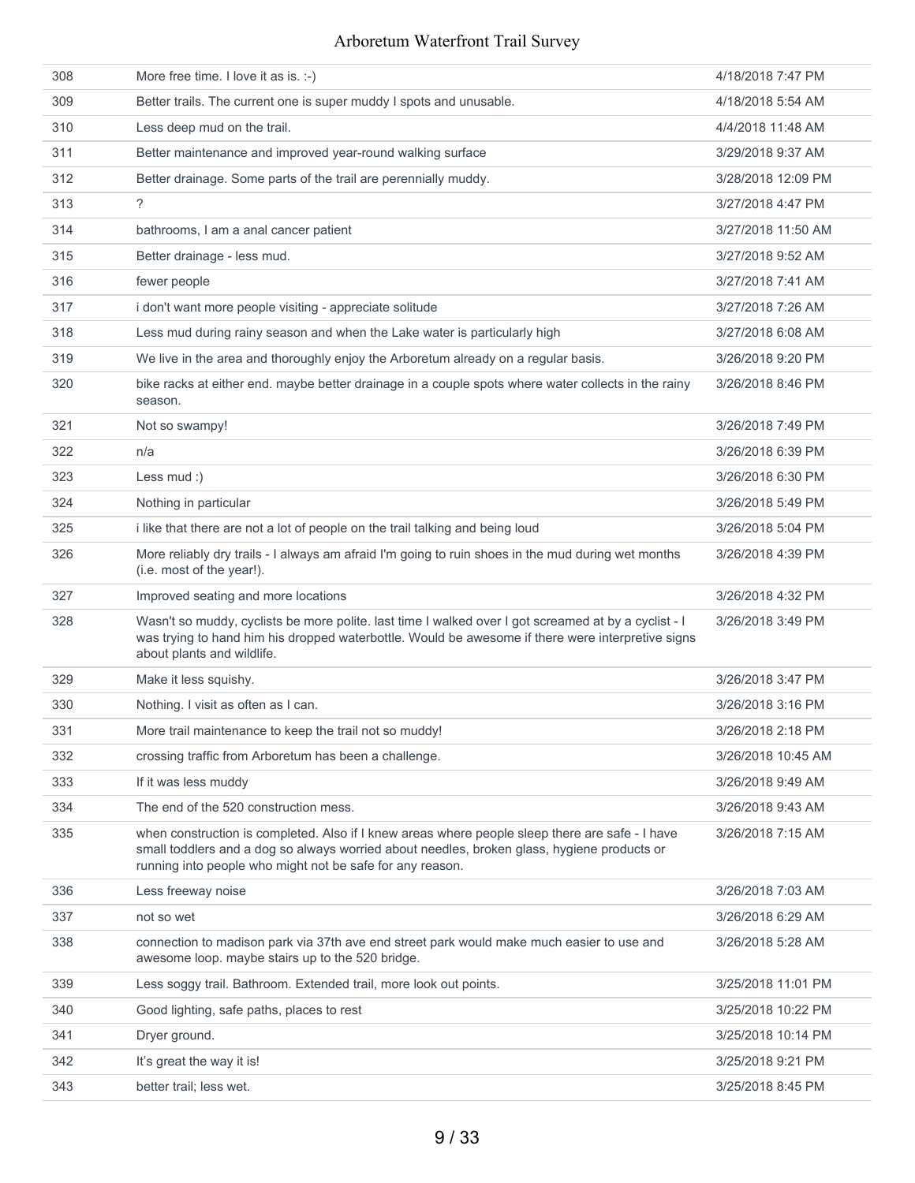| | | |
|---|---|---|
| 308 | More free time. I love it as is. :-) | 4/18/2018 7:47 PM |
| 309 | Better trails. The current one is super muddy I spots and unusable. | 4/18/2018 5:54 AM |
| 310 | Less deep mud on the trail. | 4/4/2018 11:48 AM |
| 311 | Better maintenance and improved year-round walking surface | 3/29/2018 9:37 AM |
| 312 | Better drainage. Some parts of the trail are perennially muddy. | 3/28/2018 12:09 PM |
| 313 | ? | 3/27/2018 4:47 PM |
| 314 | bathrooms, I am a anal cancer patient | 3/27/2018 11:50 AM |
| 315 | Better drainage - less mud. | 3/27/2018 9:52 AM |
| 316 | fewer people | 3/27/2018 7:41 AM |
| 317 | i don't want more people visiting - appreciate solitude | 3/27/2018 7:26 AM |
| 318 | Less mud during rainy season and when the Lake water is particularly high | 3/27/2018 6:08 AM |
| 319 | We live in the area and thoroughly enjoy the Arboretum already on a regular basis. | 3/26/2018 9:20 PM |
| 320 | bike racks at either end. maybe better drainage in a couple spots where water collects in the rainy season. | 3/26/2018 8:46 PM |
| 321 | Not so swampy! | 3/26/2018 7:49 PM |
| 322 | n/a | 3/26/2018 6:39 PM |
| 323 | Less mud :) | 3/26/2018 6:30 PM |
| 324 | Nothing in particular | 3/26/2018 5:49 PM |
| 325 | i like that there are not a lot of people on the trail talking and being loud | 3/26/2018 5:04 PM |
| 326 | More reliably dry trails - I always am afraid I'm going to ruin shoes in the mud during wet months (i.e. most of the year!). | 3/26/2018 4:39 PM |
| 327 | Improved seating and more locations | 3/26/2018 4:32 PM |
| 328 | Wasn't so muddy, cyclists be more polite. last time I walked over I got screamed at by a cyclist - I was trying to hand him his dropped waterbottle. Would be awesome if there were interpretive signs about plants and wildlife. | 3/26/2018 3:49 PM |
| 329 | Make it less squishy. | 3/26/2018 3:47 PM |
| 330 | Nothing. I visit as often as I can. | 3/26/2018 3:16 PM |
| 331 | More trail maintenance to keep the trail not so muddy! | 3/26/2018 2:18 PM |
| 332 | crossing traffic from Arboretum has been a challenge. | 3/26/2018 10:45 AM |
| 333 | If it was less muddy | 3/26/2018 9:49 AM |
| 334 | The end of the 520 construction mess. | 3/26/2018 9:43 AM |
| 335 | when construction is completed. Also if I knew areas where people sleep there are safe - I have small toddlers and a dog so always worried about needles, broken glass, hygiene products or running into people who might not be safe for any reason. | 3/26/2018 7:15 AM |
| 336 | Less freeway noise | 3/26/2018 7:03 AM |
| 337 | not so wet | 3/26/2018 6:29 AM |
| 338 | connection to madison park via 37th ave end street park would make much easier to use and awesome loop. maybe stairs up to the 520 bridge. | 3/26/2018 5:28 AM |
| 339 | Less soggy trail. Bathroom. Extended trail, more look out points. | 3/25/2018 11:01 PM |
| 340 | Good lighting, safe paths, places to rest | 3/25/2018 10:22 PM |
| 341 | Dryer ground. | 3/25/2018 10:14 PM |
| 342 | It's great the way it is! | 3/25/2018 9:21 PM |
| 343 | better trail; less wet. | 3/25/2018 8:45 PM |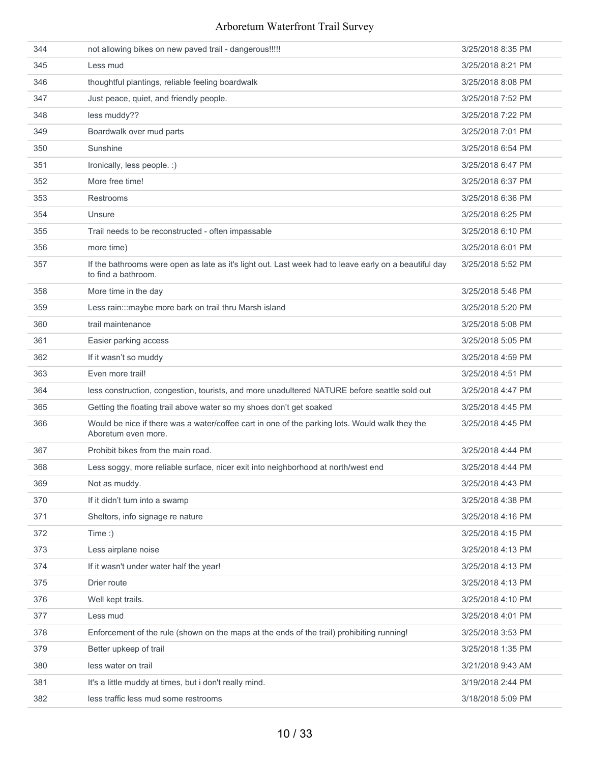| | | |
|---|---|---|
| 344 | not allowing bikes on new paved trail - dangerous!!!!! | 3/25/2018 8:35 PM |
| 345 | Less mud | 3/25/2018 8:21 PM |
| 346 | thoughtful plantings, reliable feeling boardwalk | 3/25/2018 8:08 PM |
| 347 | Just peace, quiet, and friendly people. | 3/25/2018 7:52 PM |
| 348 | less muddy?? | 3/25/2018 7:22 PM |
| 349 | Boardwalk over mud parts | 3/25/2018 7:01 PM |
| 350 | Sunshine | 3/25/2018 6:54 PM |
| 351 | Ironically, less people. :) | 3/25/2018 6:47 PM |
| 352 | More free time! | 3/25/2018 6:37 PM |
| 353 | Restrooms | 3/25/2018 6:36 PM |
| 354 | Unsure | 3/25/2018 6:25 PM |
| 355 | Trail needs to be reconstructed - often impassable | 3/25/2018 6:10 PM |
| 356 | more time) | 3/25/2018 6:01 PM |
| 357 | If the bathrooms were open as late as it's light out. Last week had to leave early on a beautiful day to find a bathroom. | 3/25/2018 5:52 PM |
| 358 | More time in the day | 3/25/2018 5:46 PM |
| 359 | Less rain:::maybe more bark on trail thru Marsh island | 3/25/2018 5:20 PM |
| 360 | trail maintenance | 3/25/2018 5:08 PM |
| 361 | Easier parking access | 3/25/2018 5:05 PM |
| 362 | If it wasn't so muddy | 3/25/2018 4:59 PM |
| 363 | Even more trail! | 3/25/2018 4:51 PM |
| 364 | less construction, congestion, tourists, and more unadulterated NATURE before seattle sold out | 3/25/2018 4:47 PM |
| 365 | Getting the floating trail above water so my shoes don't get soaked | 3/25/2018 4:45 PM |
| 366 | Would be nice if there was a water/coffee cart in one of the parking lots. Would walk they the Aboretum even more. | 3/25/2018 4:45 PM |
| 367 | Prohibit bikes from the main road. | 3/25/2018 4:44 PM |
| 368 | Less soggy, more reliable surface, nicer exit into neighborhood at north/west end | 3/25/2018 4:44 PM |
| 369 | Not as muddy. | 3/25/2018 4:43 PM |
| 370 | If it didn't turn into a swamp | 3/25/2018 4:38 PM |
| 371 | Sheltors, info signage re nature | 3/25/2018 4:16 PM |
| 372 | Time :) | 3/25/2018 4:15 PM |
| 373 | Less airplane noise | 3/25/2018 4:13 PM |
| 374 | If it wasn't under water half the year! | 3/25/2018 4:13 PM |
| 375 | Drier route | 3/25/2018 4:13 PM |
| 376 | Well kept trails. | 3/25/2018 4:10 PM |
| 377 | Less mud | 3/25/2018 4:01 PM |
| 378 | Enforcement of the rule (shown on the maps at the ends of the trail) prohibiting running! | 3/25/2018 3:53 PM |
| 379 | Better upkeep of trail | 3/25/2018 1:35 PM |
| 380 | less water on trail | 3/21/2018 9:43 AM |
| 381 | It's a little muddy at times, but i don't really mind. | 3/19/2018 2:44 PM |
| 382 | less traffic less mud some restrooms | 3/18/2018 5:09 PM |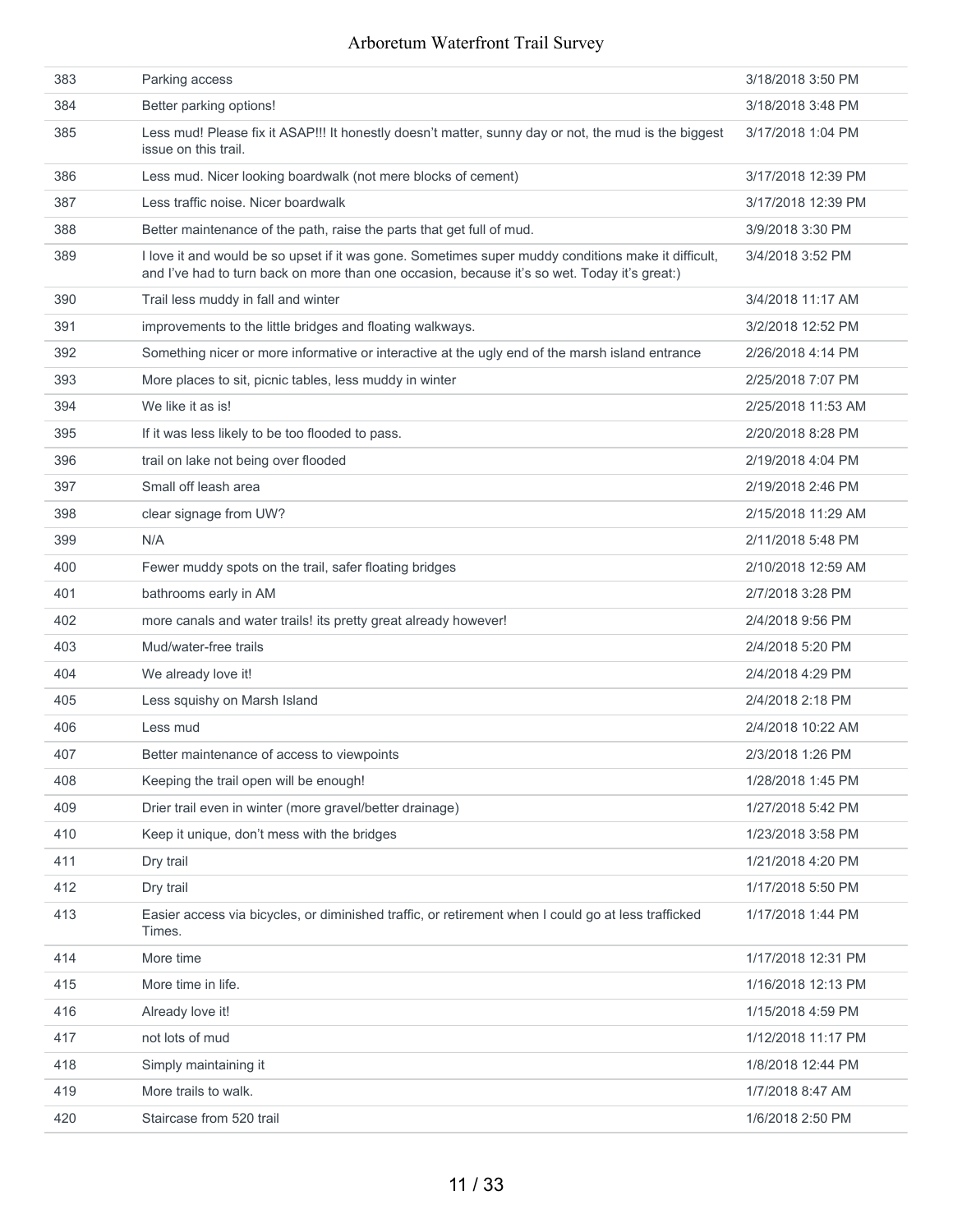| | | |
|---|---|---|
| 383 | Parking access | 3/18/2018 3:50 PM |
| 384 | Better parking options! | 3/18/2018 3:48 PM |
| 385 | Less mud! Please fix it ASAP!!! It honestly doesn't matter, sunny day or not, the mud is the biggest issue on this trail. | 3/17/2018 1:04 PM |
| 386 | Less mud. Nicer looking boardwalk (not mere blocks of cement) | 3/17/2018 12:39 PM |
| 387 | Less traffic noise. Nicer boardwalk | 3/17/2018 12:39 PM |
| 388 | Better maintenance of the path, raise the parts that get full of mud. | 3/9/2018 3:30 PM |
| 389 | I love it and would be so upset if it was gone. Sometimes super muddy conditions make it difficult, and I've had to turn back on more than one occasion, because it's so wet. Today it's great:) | 3/4/2018 3:52 PM |
| 390 | Trail less muddy in fall and winter | 3/4/2018 11:17 AM |
| 391 | improvements to the little bridges and floating walkways. | 3/2/2018 12:52 PM |
| 392 | Something nicer or more informative or interactive at the ugly end of the marsh island entrance | 2/26/2018 4:14 PM |
| 393 | More places to sit, picnic tables, less muddy in winter | 2/25/2018 7:07 PM |
| 394 | We like it as is! | 2/25/2018 11:53 AM |
| 395 | If it was less likely to be too flooded to pass. | 2/20/2018 8:28 PM |
| 396 | trail on lake not being over flooded | 2/19/2018 4:04 PM |
| 397 | Small off leash area | 2/19/2018 2:46 PM |
| 398 | clear signage from UW? | 2/15/2018 11:29 AM |
| 399 | N/A | 2/11/2018 5:48 PM |
| 400 | Fewer muddy spots on the trail, safer floating bridges | 2/10/2018 12:59 AM |
| 401 | bathrooms early in AM | 2/7/2018 3:28 PM |
| 402 | more canals and water trails! its pretty great already however! | 2/4/2018 9:56 PM |
| 403 | Mud/water-free trails | 2/4/2018 5:20 PM |
| 404 | We already love it! | 2/4/2018 4:29 PM |
| 405 | Less squishy on Marsh Island | 2/4/2018 2:18 PM |
| 406 | Less mud | 2/4/2018 10:22 AM |
| 407 | Better maintenance of access to viewpoints | 2/3/2018 1:26 PM |
| 408 | Keeping the trail open will be enough! | 1/28/2018 1:45 PM |
| 409 | Drier trail even in winter (more gravel/better drainage) | 1/27/2018 5:42 PM |
| 410 | Keep it unique, don't mess with the bridges | 1/23/2018 3:58 PM |
| 411 | Dry trail | 1/21/2018 4:20 PM |
| 412 | Dry trail | 1/17/2018 5:50 PM |
| 413 | Easier access via bicycles, or diminished traffic, or retirement when I could go at less trafficked Times. | 1/17/2018 1:44 PM |
| 414 | More time | 1/17/2018 12:31 PM |
| 415 | More time in life. | 1/16/2018 12:13 PM |
| 416 | Already love it! | 1/15/2018 4:59 PM |
| 417 | not lots of mud | 1/12/2018 11:17 PM |
| 418 | Simply maintaining it | 1/8/2018 12:44 PM |
| 419 | More trails to walk. | 1/7/2018 8:47 AM |
| 420 | Staircase from 520 trail | 1/6/2018 2:50 PM |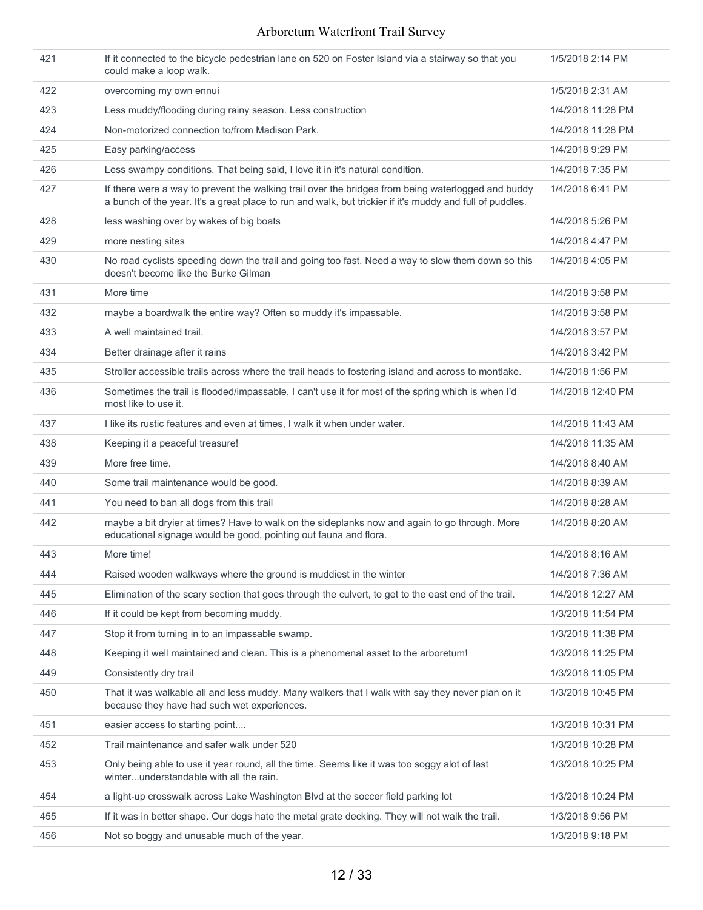| | | |
|---|---|---|
| 421 | If it connected to the bicycle pedestrian lane on 520 on Foster Island via a stairway so that you could make a loop walk. | 1/5/2018 2:14 PM |
| 422 | overcoming my own ennui | 1/5/2018 2:31 AM |
| 423 | Less muddy/flooding during rainy season. Less construction | 1/4/2018 11:28 PM |
| 424 | Non-motorized connection to/from Madison Park. | 1/4/2018 11:28 PM |
| 425 | Easy parking/access | 1/4/2018 9:29 PM |
| 426 | Less swampy conditions. That being said, I love it in it's natural condition. | 1/4/2018 7:35 PM |
| 427 | If there were a way to prevent the walking trail over the bridges from being waterlogged and buddy a bunch of the year. It's a great place to run and walk, but trickier if it's muddy and full of puddles. | 1/4/2018 6:41 PM |
| 428 | less washing over by wakes of big boats | 1/4/2018 5:26 PM |
| 429 | more nesting sites | 1/4/2018 4:47 PM |
| 430 | No road cyclists speeding down the trail and going too fast. Need a way to slow them down so this doesn't become like the Burke Gilman | 1/4/2018 4:05 PM |
| 431 | More time | 1/4/2018 3:58 PM |
| 432 | maybe a boardwalk the entire way? Often so muddy it's impassable. | 1/4/2018 3:58 PM |
| 433 | A well maintained trail. | 1/4/2018 3:57 PM |
| 434 | Better drainage after it rains | 1/4/2018 3:42 PM |
| 435 | Stroller accessible trails across where the trail heads to fostering island and across to montlake. | 1/4/2018 1:56 PM |
| 436 | Sometimes the trail is flooded/impassable, I can't use it for most of the spring which is when I'd most like to use it. | 1/4/2018 12:40 PM |
| 437 | I like its rustic features and even at times, I walk it when under water. | 1/4/2018 11:43 AM |
| 438 | Keeping it a peaceful treasure! | 1/4/2018 11:35 AM |
| 439 | More free time. | 1/4/2018 8:40 AM |
| 440 | Some trail maintenance would be good. | 1/4/2018 8:39 AM |
| 441 | You need to ban all dogs from this trail | 1/4/2018 8:28 AM |
| 442 | maybe a bit dryier at times? Have to walk on the sideplanks now and again to go through. More educational signage would be good, pointing out fauna and flora. | 1/4/2018 8:20 AM |
| 443 | More time! | 1/4/2018 8:16 AM |
| 444 | Raised wooden walkways where the ground is muddiest in the winter | 1/4/2018 7:36 AM |
| 445 | Elimination of the scary section that goes through the culvert, to get to the east end of the trail. | 1/4/2018 12:27 AM |
| 446 | If it could be kept from becoming muddy. | 1/3/2018 11:54 PM |
| 447 | Stop it from turning in to an impassable swamp. | 1/3/2018 11:38 PM |
| 448 | Keeping it well maintained and clean. This is a phenomenal asset to the arboretum! | 1/3/2018 11:25 PM |
| 449 | Consistently dry trail | 1/3/2018 11:05 PM |
| 450 | That it was walkable all and less muddy. Many walkers that I walk with say they never plan on it because they have had such wet experiences. | 1/3/2018 10:45 PM |
| 451 | easier access to starting point.... | 1/3/2018 10:31 PM |
| 452 | Trail maintenance and safer walk under 520 | 1/3/2018 10:28 PM |
| 453 | Only being able to use it year round, all the time. Seems like it was too soggy alot of last winter...understandable with all the rain. | 1/3/2018 10:25 PM |
| 454 | a light-up crosswalk across Lake Washington Blvd at the soccer field parking lot | 1/3/2018 10:24 PM |
| 455 | If it was in better shape. Our dogs hate the metal grate decking. They will not walk the trail. | 1/3/2018 9:56 PM |
| 456 | Not so boggy and unusable much of the year. | 1/3/2018 9:18 PM |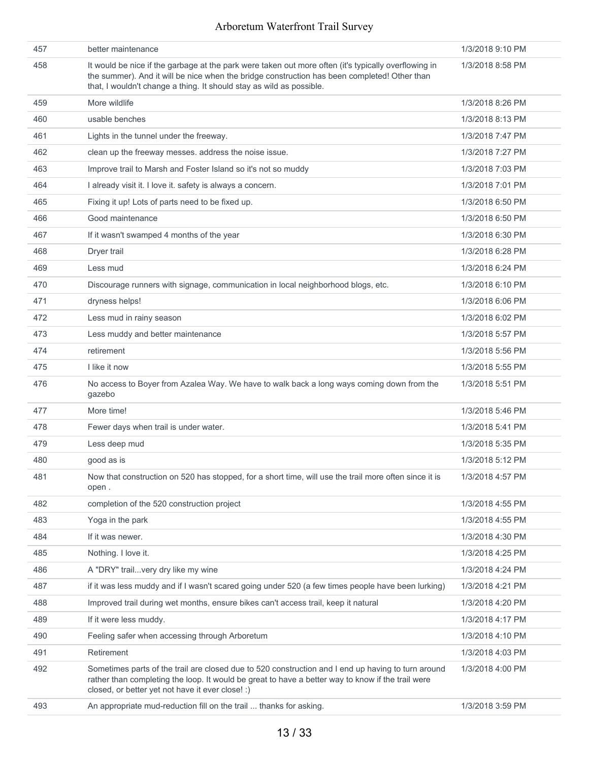| | | |
|---|---|---|
| 457 | better maintenance | 1/3/2018 9:10 PM |
| 458 | It would be nice if the garbage at the park were taken out more often (it's typically overflowing in the summer). And it will be nice when the bridge construction has been completed! Other than that, I wouldn't change a thing. It should stay as wild as possible. | 1/3/2018 8:58 PM |
| 459 | More wildlife | 1/3/2018 8:26 PM |
| 460 | usable benches | 1/3/2018 8:13 PM |
| 461 | Lights in the tunnel under the freeway. | 1/3/2018 7:47 PM |
| 462 | clean up the freeway messes. address the noise issue. | 1/3/2018 7:27 PM |
| 463 | Improve trail to Marsh and Foster Island so it's not so muddy | 1/3/2018 7:03 PM |
| 464 | I already visit it. I love it. safety is always a concern. | 1/3/2018 7:01 PM |
| 465 | Fixing it up! Lots of parts need to be fixed up. | 1/3/2018 6:50 PM |
| 466 | Good maintenance | 1/3/2018 6:50 PM |
| 467 | If it wasn't swamped 4 months of the year | 1/3/2018 6:30 PM |
| 468 | Dryer trail | 1/3/2018 6:28 PM |
| 469 | Less mud | 1/3/2018 6:24 PM |
| 470 | Discourage runners with signage, communication in local neighborhood blogs, etc. | 1/3/2018 6:10 PM |
| 471 | dryness helps! | 1/3/2018 6:06 PM |
| 472 | Less mud in rainy season | 1/3/2018 6:02 PM |
| 473 | Less muddy and better maintenance | 1/3/2018 5:57 PM |
| 474 | retirement | 1/3/2018 5:56 PM |
| 475 | I like it now | 1/3/2018 5:55 PM |
| 476 | No access to Boyer from Azalea Way. We have to walk back a long ways coming down from the gazebo | 1/3/2018 5:51 PM |
| 477 | More time! | 1/3/2018 5:46 PM |
| 478 | Fewer days when trail is under water. | 1/3/2018 5:41 PM |
| 479 | Less deep mud | 1/3/2018 5:35 PM |
| 480 | good as is | 1/3/2018 5:12 PM |
| 481 | Now that construction on 520 has stopped, for a short time, will use the trail more often since it is open . | 1/3/2018 4:57 PM |
| 482 | completion of the 520 construction project | 1/3/2018 4:55 PM |
| 483 | Yoga in the park | 1/3/2018 4:55 PM |
| 484 | If it was newer. | 1/3/2018 4:30 PM |
| 485 | Nothing. I love it. | 1/3/2018 4:25 PM |
| 486 | A "DRY" trail...very dry like my wine | 1/3/2018 4:24 PM |
| 487 | if it was less muddy and if I wasn't scared going under 520 (a few times people have been lurking) | 1/3/2018 4:21 PM |
| 488 | Improved trail during wet months, ensure bikes can't access trail, keep it natural | 1/3/2018 4:20 PM |
| 489 | If it were less muddy. | 1/3/2018 4:17 PM |
| 490 | Feeling safer when accessing through Arboretum | 1/3/2018 4:10 PM |
| 491 | Retirement | 1/3/2018 4:03 PM |
| 492 | Sometimes parts of the trail are closed due to 520 construction and I end up having to turn around rather than completing the loop. It would be great to have a better way to know if the trail were closed, or better yet not have it ever close! :) | 1/3/2018 4:00 PM |
| 493 | An appropriate mud-reduction fill on the trail ... thanks for asking. | 1/3/2018 3:59 PM |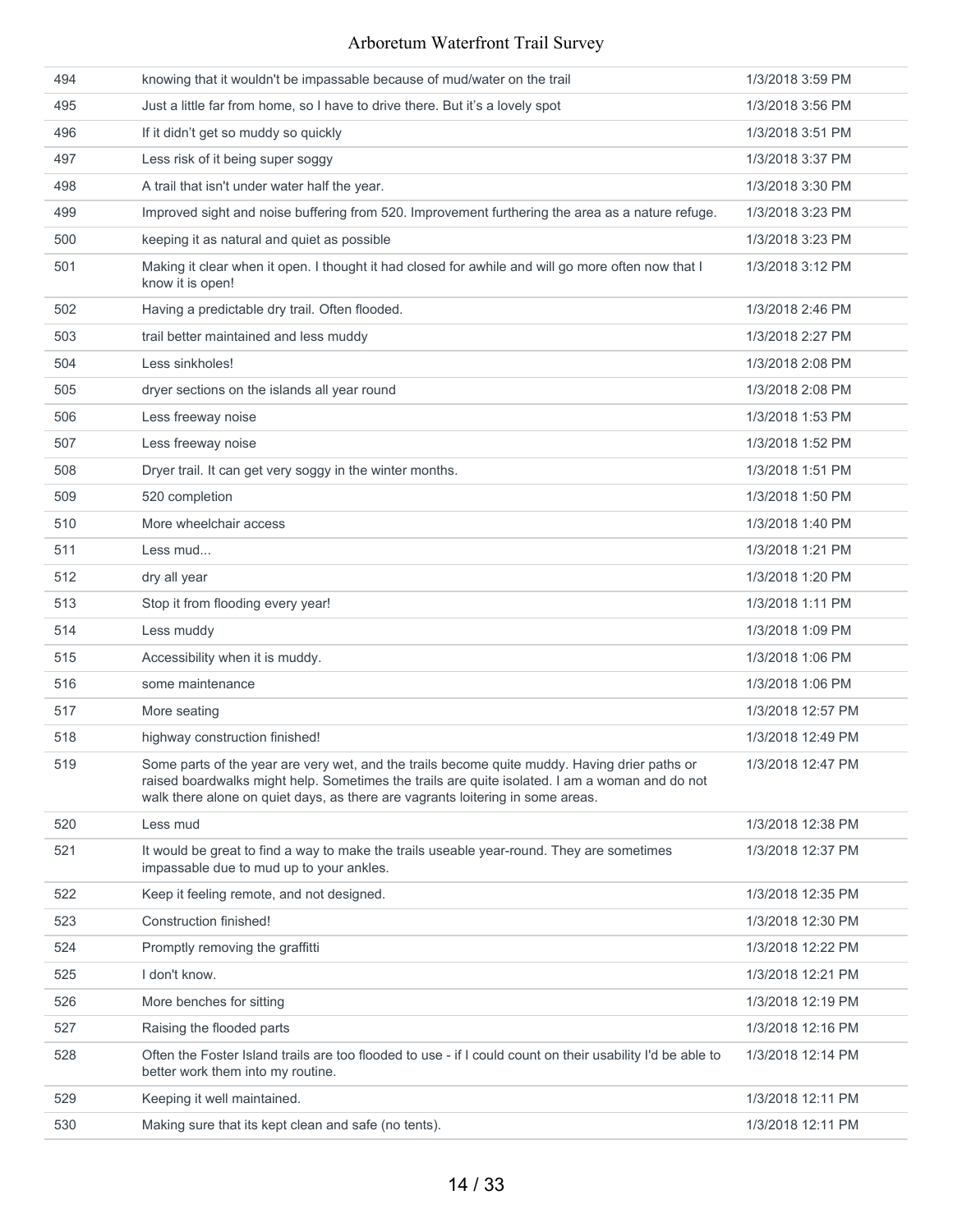| | | |
|---|---|---|
| 494 | knowing that it wouldn't be impassable because of mud/water on the trail | 1/3/2018 3:59 PM |
| 495 | Just a little far from home, so I have to drive there. But it's a lovely spot | 1/3/2018 3:56 PM |
| 496 | If it didn't get so muddy so quickly | 1/3/2018 3:51 PM |
| 497 | Less risk of it being super soggy | 1/3/2018 3:37 PM |
| 498 | A trail that isn't under water half the year. | 1/3/2018 3:30 PM |
| 499 | Improved sight and noise buffering from 520. Improvement furthering the area as a nature refuge. | 1/3/2018 3:23 PM |
| 500 | keeping it as natural and quiet as possible | 1/3/2018 3:23 PM |
| 501 | Making it clear when it open. I thought it had closed for awhile and will go more often now that I know it is open! | 1/3/2018 3:12 PM |
| 502 | Having a predictable dry trail. Often flooded. | 1/3/2018 2:46 PM |
| 503 | trail better maintained and less muddy | 1/3/2018 2:27 PM |
| 504 | Less sinkholes! | 1/3/2018 2:08 PM |
| 505 | dryer sections on the islands all year round | 1/3/2018 2:08 PM |
| 506 | Less freeway noise | 1/3/2018 1:53 PM |
| 507 | Less freeway noise | 1/3/2018 1:52 PM |
| 508 | Dryer trail. It can get very soggy in the winter months. | 1/3/2018 1:51 PM |
| 509 | 520 completion | 1/3/2018 1:50 PM |
| 510 | More wheelchair access | 1/3/2018 1:40 PM |
| 511 | Less mud... | 1/3/2018 1:21 PM |
| 512 | dry all year | 1/3/2018 1:20 PM |
| 513 | Stop it from flooding every year! | 1/3/2018 1:11 PM |
| 514 | Less muddy | 1/3/2018 1:09 PM |
| 515 | Accessibility when it is muddy. | 1/3/2018 1:06 PM |
| 516 | some maintenance | 1/3/2018 1:06 PM |
| 517 | More seating | 1/3/2018 12:57 PM |
| 518 | highway construction finished! | 1/3/2018 12:49 PM |
| 519 | Some parts of the year are very wet, and the trails become quite muddy. Having drier paths or raised boardwalks might help. Sometimes the trails are quite isolated. I am a woman and do not walk there alone on quiet days, as there are vagrants loitering in some areas. | 1/3/2018 12:47 PM |
| 520 | Less mud | 1/3/2018 12:38 PM |
| 521 | It would be great to find a way to make the trails useable year-round. They are sometimes impassable due to mud up to your ankles. | 1/3/2018 12:37 PM |
| 522 | Keep it feeling remote, and not designed. | 1/3/2018 12:35 PM |
| 523 | Construction finished! | 1/3/2018 12:30 PM |
| 524 | Promptly removing the graffitti | 1/3/2018 12:22 PM |
| 525 | I don't know. | 1/3/2018 12:21 PM |
| 526 | More benches for sitting | 1/3/2018 12:19 PM |
| 527 | Raising the flooded parts | 1/3/2018 12:16 PM |
| 528 | Often the Foster Island trails are too flooded to use - if I could count on their usability I'd be able to better work them into my routine. | 1/3/2018 12:14 PM |
| 529 | Keeping it well maintained. | 1/3/2018 12:11 PM |
| 530 | Making sure that its kept clean and safe (no tents). | 1/3/2018 12:11 PM |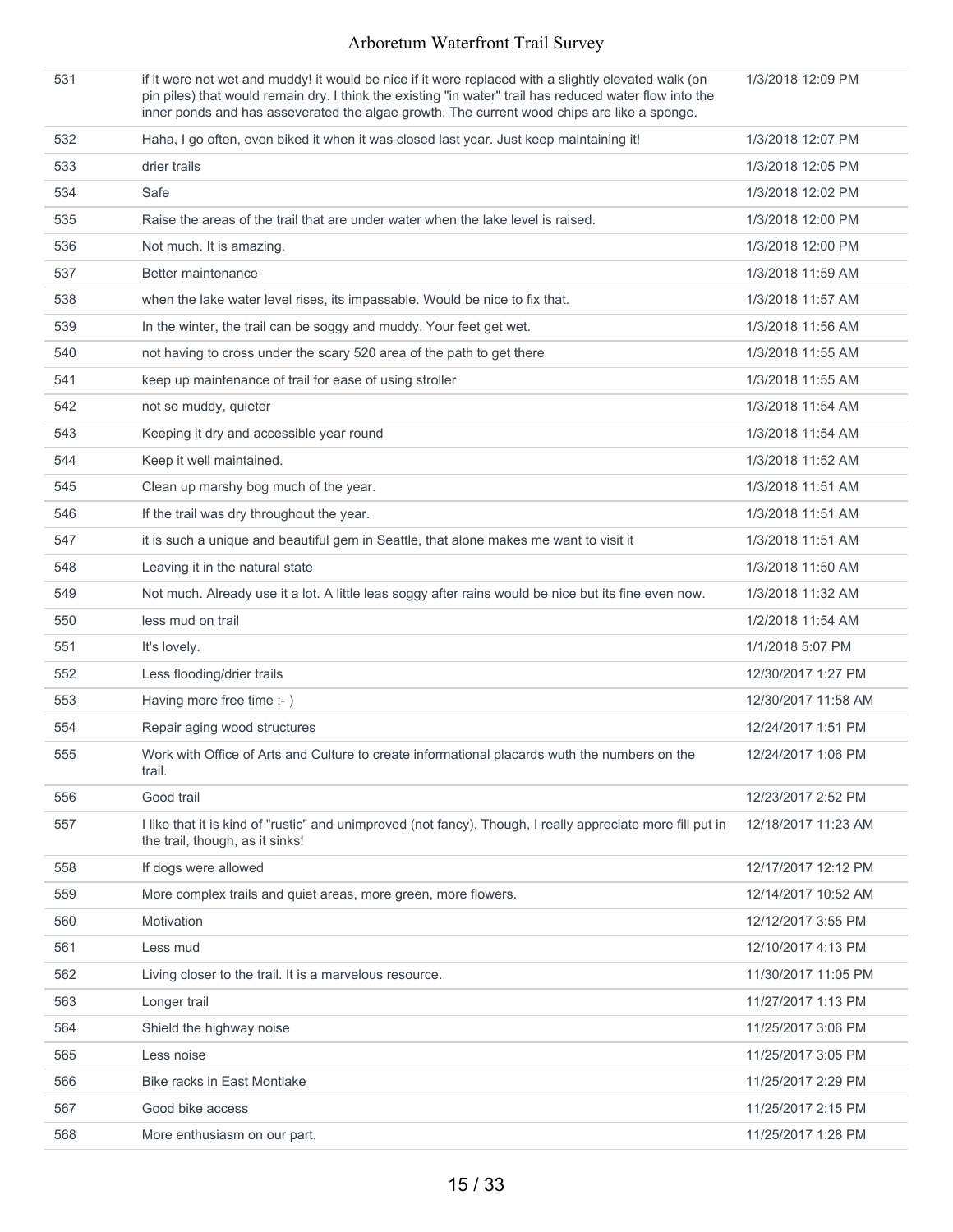| | | |
|---|---|---|
| 531 | if it were not wet and muddy! it would be nice if it were replaced with a slightly elevated walk (on pin piles) that would remain dry. I think the existing "in water" trail has reduced water flow into the inner ponds and has asseverated the algae growth. The current wood chips are like a sponge. | 1/3/2018 12:09 PM |
| 532 | Haha, I go often, even biked it when it was closed last year. Just keep maintaining it! | 1/3/2018 12:07 PM |
| 533 | drier trails | 1/3/2018 12:05 PM |
| 534 | Safe | 1/3/2018 12:02 PM |
| 535 | Raise the areas of the trail that are under water when the lake level is raised. | 1/3/2018 12:00 PM |
| 536 | Not much. It is amazing. | 1/3/2018 12:00 PM |
| 537 | Better maintenance | 1/3/2018 11:59 AM |
| 538 | when the lake water level rises, its impassable. Would be nice to fix that. | 1/3/2018 11:57 AM |
| 539 | In the winter, the trail can be soggy and muddy. Your feet get wet. | 1/3/2018 11:56 AM |
| 540 | not having to cross under the scary 520 area of the path to get there | 1/3/2018 11:55 AM |
| 541 | keep up maintenance of trail for ease of using stroller | 1/3/2018 11:55 AM |
| 542 | not so muddy, quieter | 1/3/2018 11:54 AM |
| 543 | Keeping it dry and accessible year round | 1/3/2018 11:54 AM |
| 544 | Keep it well maintained. | 1/3/2018 11:52 AM |
| 545 | Clean up marshy bog much of the year. | 1/3/2018 11:51 AM |
| 546 | If the trail was dry throughout the year. | 1/3/2018 11:51 AM |
| 547 | it is such a unique and beautiful gem in Seattle, that alone makes me want to visit it | 1/3/2018 11:51 AM |
| 548 | Leaving it in the natural state | 1/3/2018 11:50 AM |
| 549 | Not much. Already use it a lot. A little leas soggy after rains would be nice but its fine even now. | 1/3/2018 11:32 AM |
| 550 | less mud on trail | 1/2/2018 11:54 AM |
| 551 | It's lovely. | 1/1/2018 5:07 PM |
| 552 | Less flooding/drier trails | 12/30/2017 1:27 PM |
| 553 | Having more free time :- ) | 12/30/2017 11:58 AM |
| 554 | Repair aging wood structures | 12/24/2017 1:51 PM |
| 555 | Work with Office of Arts and Culture to create informational placards wuth the numbers on the trail. | 12/24/2017 1:06 PM |
| 556 | Good trail | 12/23/2017 2:52 PM |
| 557 | I like that it is kind of "rustic" and unimproved (not fancy). Though, I really appreciate more fill put in the trail, though, as it sinks! | 12/18/2017 11:23 AM |
| 558 | If dogs were allowed | 12/17/2017 12:12 PM |
| 559 | More complex trails and quiet areas, more green, more flowers. | 12/14/2017 10:52 AM |
| 560 | Motivation | 12/12/2017 3:55 PM |
| 561 | Less mud | 12/10/2017 4:13 PM |
| 562 | Living closer to the trail. It is a marvelous resource. | 11/30/2017 11:05 PM |
| 563 | Longer trail | 11/27/2017 1:13 PM |
| 564 | Shield the highway noise | 11/25/2017 3:06 PM |
| 565 | Less noise | 11/25/2017 3:05 PM |
| 566 | Bike racks in East Montlake | 11/25/2017 2:29 PM |
| 567 | Good bike access | 11/25/2017 2:15 PM |
| 568 | More enthusiasm on our part. | 11/25/2017 1:28 PM |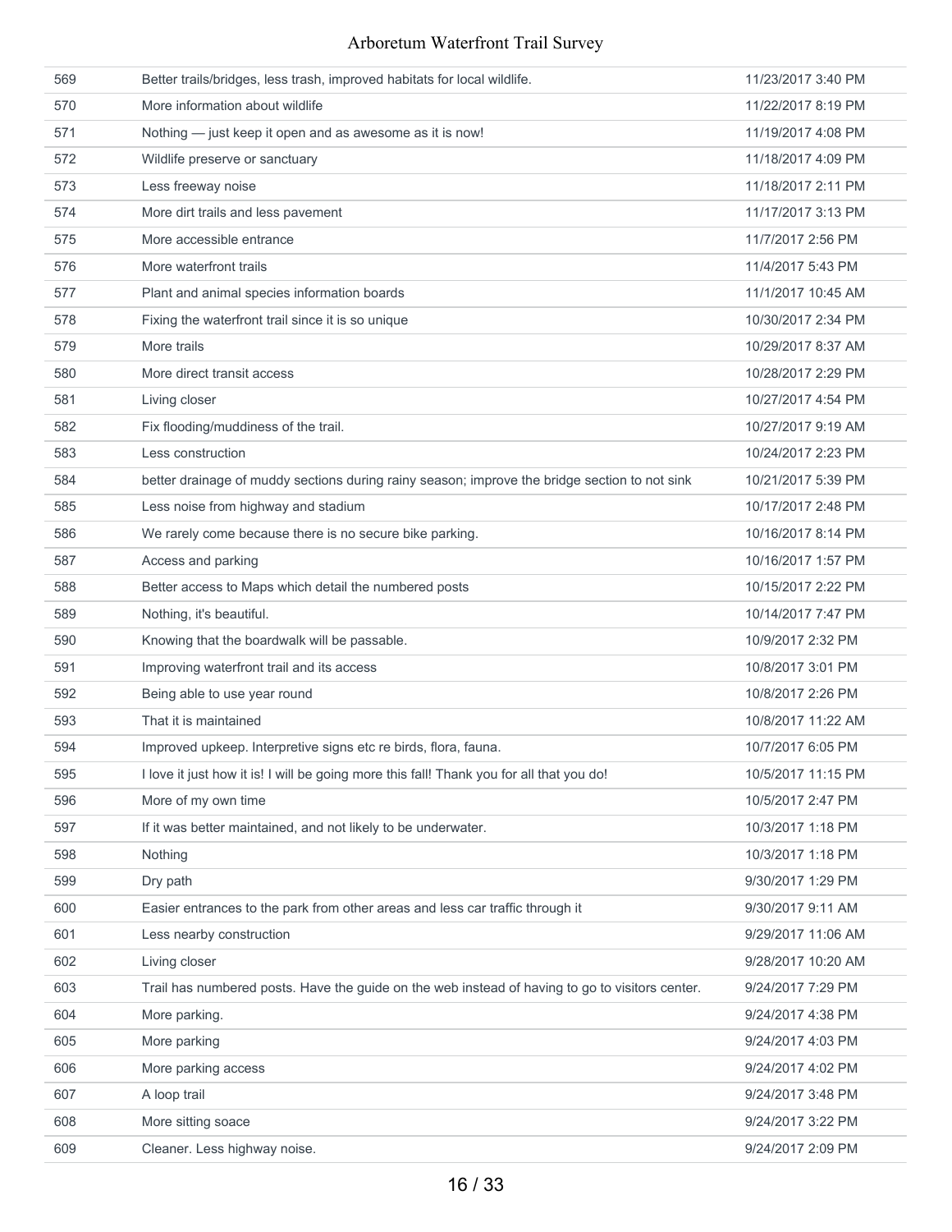| | | |
|---|---|---|
| 569 | Better trails/bridges, less trash, improved habitats for local wildlife. | 11/23/2017 3:40 PM |
| 570 | More information about wildlife | 11/22/2017 8:19 PM |
| 571 | Nothing — just keep it open and as awesome as it is now! | 11/19/2017 4:08 PM |
| 572 | Wildlife preserve or sanctuary | 11/18/2017 4:09 PM |
| 573 | Less freeway noise | 11/18/2017 2:11 PM |
| 574 | More dirt trails and less pavement | 11/17/2017 3:13 PM |
| 575 | More accessible entrance | 11/7/2017 2:56 PM |
| 576 | More waterfront trails | 11/4/2017 5:43 PM |
| 577 | Plant and animal species information boards | 11/1/2017 10:45 AM |
| 578 | Fixing the waterfront trail since it is so unique | 10/30/2017 2:34 PM |
| 579 | More trails | 10/29/2017 8:37 AM |
| 580 | More direct transit access | 10/28/2017 2:29 PM |
| 581 | Living closer | 10/27/2017 4:54 PM |
| 582 | Fix flooding/muddiness of the trail. | 10/27/2017 9:19 AM |
| 583 | Less construction | 10/24/2017 2:23 PM |
| 584 | better drainage of muddy sections during rainy season; improve the bridge section to not sink | 10/21/2017 5:39 PM |
| 585 | Less noise from highway and stadium | 10/17/2017 2:48 PM |
| 586 | We rarely come because there is no secure bike parking. | 10/16/2017 8:14 PM |
| 587 | Access and parking | 10/16/2017 1:57 PM |
| 588 | Better access to Maps which detail the numbered posts | 10/15/2017 2:22 PM |
| 589 | Nothing, it's beautiful. | 10/14/2017 7:47 PM |
| 590 | Knowing that the boardwalk will be passable. | 10/9/2017 2:32 PM |
| 591 | Improving waterfront trail and its access | 10/8/2017 3:01 PM |
| 592 | Being able to use year round | 10/8/2017 2:26 PM |
| 593 | That it is maintained | 10/8/2017 11:22 AM |
| 594 | Improved upkeep. Interpretive signs etc re birds, flora, fauna. | 10/7/2017 6:05 PM |
| 595 | I love it just how it is! I will be going more this fall! Thank you for all that you do! | 10/5/2017 11:15 PM |
| 596 | More of my own time | 10/5/2017 2:47 PM |
| 597 | If it was better maintained, and not likely to be underwater. | 10/3/2017 1:18 PM |
| 598 | Nothing | 10/3/2017 1:18 PM |
| 599 | Dry path | 9/30/2017 1:29 PM |
| 600 | Easier entrances to the park from other areas and less car traffic through it | 9/30/2017 9:11 AM |
| 601 | Less nearby construction | 9/29/2017 11:06 AM |
| 602 | Living closer | 9/28/2017 10:20 AM |
| 603 | Trail has numbered posts. Have the guide on the web instead of having to go to visitors center. | 9/24/2017 7:29 PM |
| 604 | More parking. | 9/24/2017 4:38 PM |
| 605 | More parking | 9/24/2017 4:03 PM |
| 606 | More parking access | 9/24/2017 4:02 PM |
| 607 | A loop trail | 9/24/2017 3:48 PM |
| 608 | More sitting soace | 9/24/2017 3:22 PM |
| 609 | Cleaner. Less highway noise. | 9/24/2017 2:09 PM |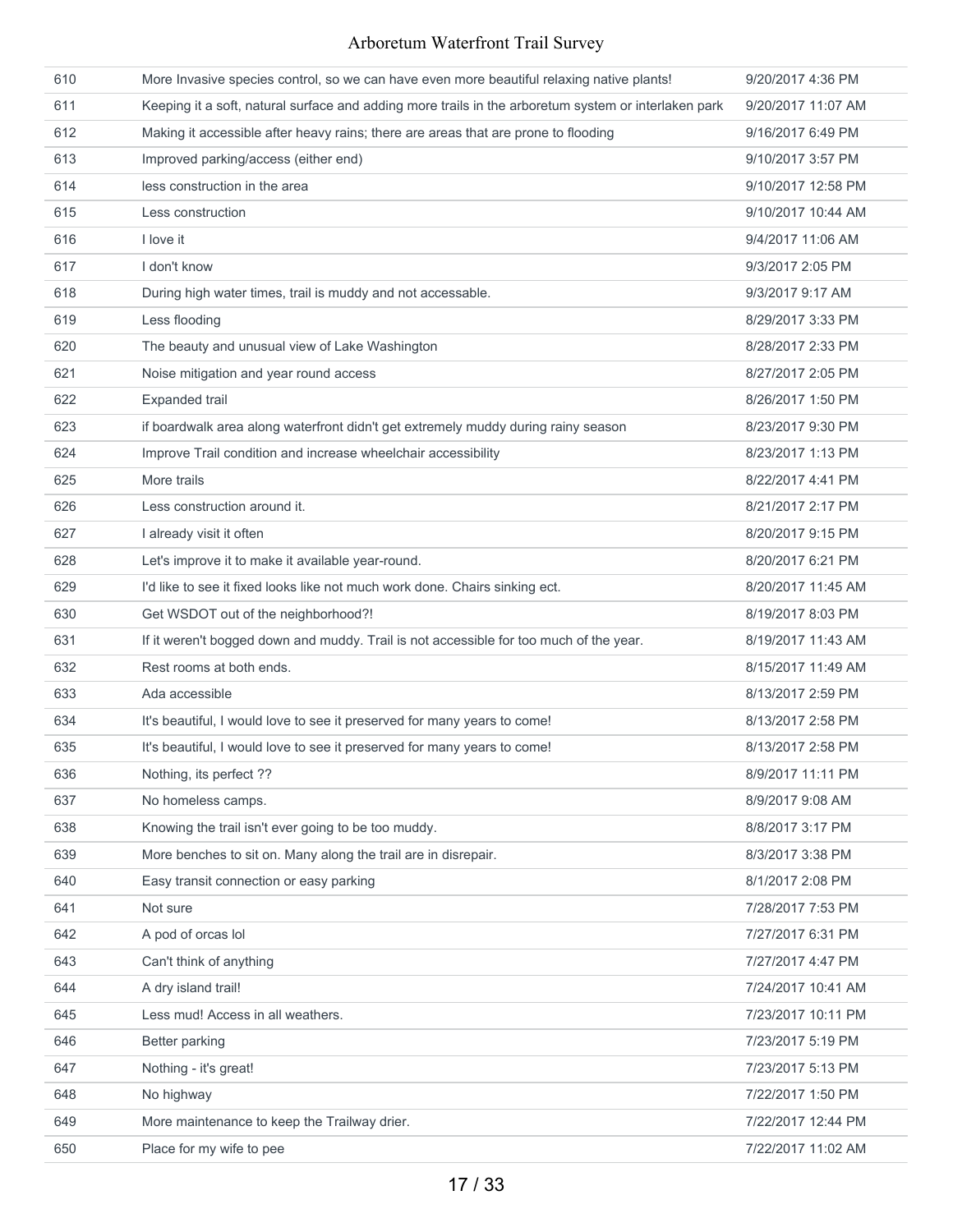| | | |
|---|---|---|
| 610 | More Invasive species control, so we can have even more beautiful relaxing native plants! | 9/20/2017 4:36 PM |
| 611 | Keeping it a soft, natural surface and adding more trails in the arboretum system or interlaken park | 9/20/2017 11:07 AM |
| 612 | Making it accessible after heavy rains; there are areas that are prone to flooding | 9/16/2017 6:49 PM |
| 613 | Improved parking/access (either end) | 9/10/2017 3:57 PM |
| 614 | less construction in the area | 9/10/2017 12:58 PM |
| 615 | Less construction | 9/10/2017 10:44 AM |
| 616 | I love it | 9/4/2017 11:06 AM |
| 617 | I don't know | 9/3/2017 2:05 PM |
| 618 | During high water times, trail is muddy and not accessable. | 9/3/2017 9:17 AM |
| 619 | Less flooding | 8/29/2017 3:33 PM |
| 620 | The beauty and unusual view of Lake Washington | 8/28/2017 2:33 PM |
| 621 | Noise mitigation and year round access | 8/27/2017 2:05 PM |
| 622 | Expanded trail | 8/26/2017 1:50 PM |
| 623 | if boardwalk area along waterfront didn't get extremely muddy during rainy season | 8/23/2017 9:30 PM |
| 624 | Improve Trail condition and increase wheelchair accessibility | 8/23/2017 1:13 PM |
| 625 | More trails | 8/22/2017 4:41 PM |
| 626 | Less construction around it. | 8/21/2017 2:17 PM |
| 627 | I already visit it often | 8/20/2017 9:15 PM |
| 628 | Let's improve it to make it available year-round. | 8/20/2017 6:21 PM |
| 629 | I'd like to see it fixed looks like not much work done. Chairs sinking ect. | 8/20/2017 11:45 AM |
| 630 | Get WSDOT out of the neighborhood?! | 8/19/2017 8:03 PM |
| 631 | If it weren't bogged down and muddy. Trail is not accessible for too much of the year. | 8/19/2017 11:43 AM |
| 632 | Rest rooms at both ends. | 8/15/2017 11:49 AM |
| 633 | Ada accessible | 8/13/2017 2:59 PM |
| 634 | It's beautiful, I would love to see it preserved for many years to come! | 8/13/2017 2:58 PM |
| 635 | It's beautiful, I would love to see it preserved for many years to come! | 8/13/2017 2:58 PM |
| 636 | Nothing, its perfect ?? | 8/9/2017 11:11 PM |
| 637 | No homeless camps. | 8/9/2017 9:08 AM |
| 638 | Knowing the trail isn't ever going to be too muddy. | 8/8/2017 3:17 PM |
| 639 | More benches to sit on. Many along the trail are in disrepair. | 8/3/2017 3:38 PM |
| 640 | Easy transit connection or easy parking | 8/1/2017 2:08 PM |
| 641 | Not sure | 7/28/2017 7:53 PM |
| 642 | A pod of orcas lol | 7/27/2017 6:31 PM |
| 643 | Can't think of anything | 7/27/2017 4:47 PM |
| 644 | A dry island trail! | 7/24/2017 10:41 AM |
| 645 | Less mud! Access in all weathers. | 7/23/2017 10:11 PM |
| 646 | Better parking | 7/23/2017 5:19 PM |
| 647 | Nothing - it's great! | 7/23/2017 5:13 PM |
| 648 | No highway | 7/22/2017 1:50 PM |
| 649 | More maintenance to keep the Trailway drier. | 7/22/2017 12:44 PM |
| 650 | Place for my wife to pee | 7/22/2017 11:02 AM |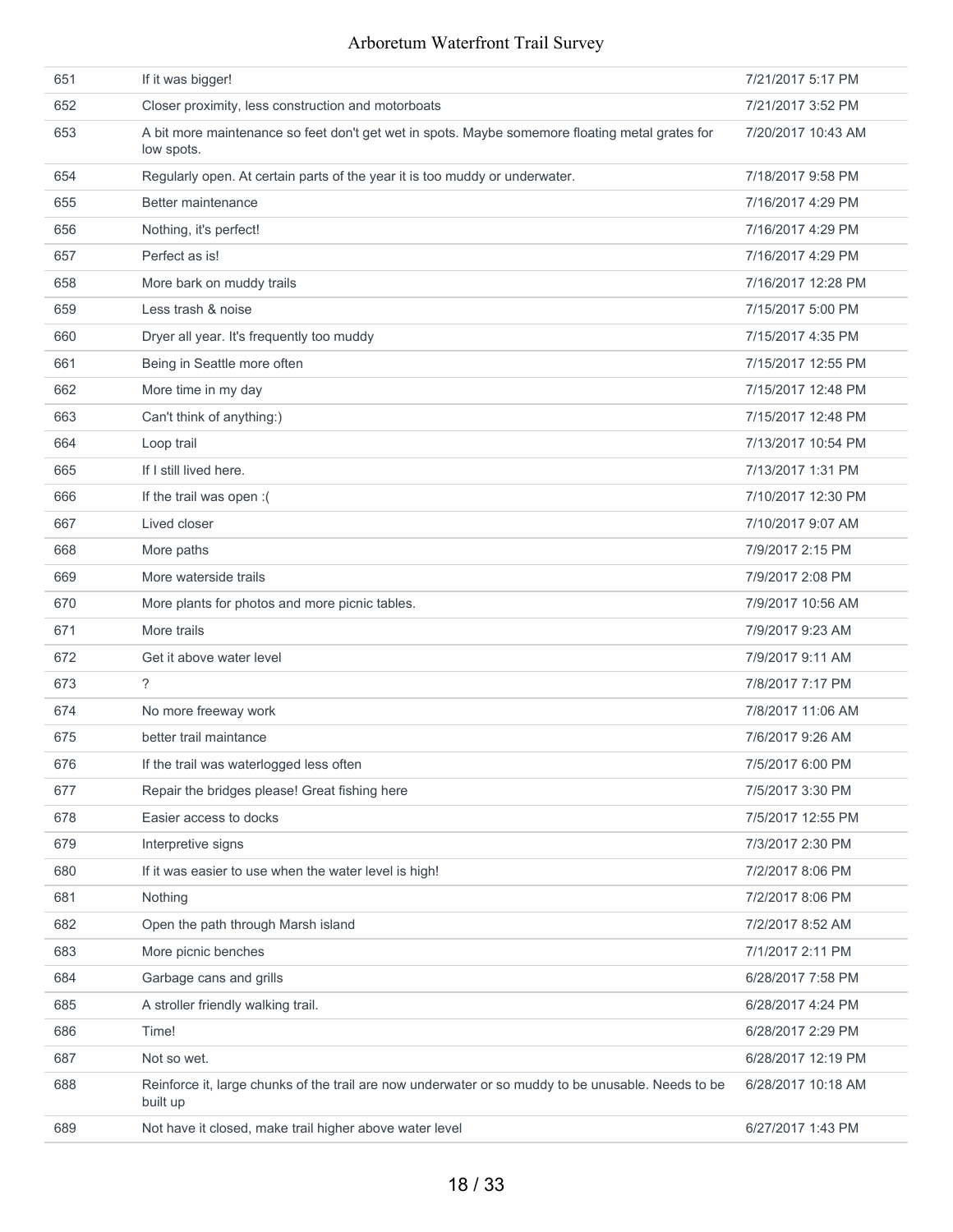| | | |
|---|---|---|
| 651 | If it was bigger! | 7/21/2017 5:17 PM |
| 652 | Closer proximity, less construction and motorboats | 7/21/2017 3:52 PM |
| 653 | A bit more maintenance so feet don't get wet in spots. Maybe somemore floating metal grates for low spots. | 7/20/2017 10:43 AM |
| 654 | Regularly open. At certain parts of the year it is too muddy or underwater. | 7/18/2017 9:58 PM |
| 655 | Better maintenance | 7/16/2017 4:29 PM |
| 656 | Nothing, it's perfect! | 7/16/2017 4:29 PM |
| 657 | Perfect as is! | 7/16/2017 4:29 PM |
| 658 | More bark on muddy trails | 7/16/2017 12:28 PM |
| 659 | Less trash & noise | 7/15/2017 5:00 PM |
| 660 | Dryer all year. It's frequently too muddy | 7/15/2017 4:35 PM |
| 661 | Being in Seattle more often | 7/15/2017 12:55 PM |
| 662 | More time in my day | 7/15/2017 12:48 PM |
| 663 | Can't think of anything:) | 7/15/2017 12:48 PM |
| 664 | Loop trail | 7/13/2017 10:54 PM |
| 665 | If I still lived here. | 7/13/2017 1:31 PM |
| 666 | If the trail was open :( | 7/10/2017 12:30 PM |
| 667 | Lived closer | 7/10/2017 9:07 AM |
| 668 | More paths | 7/9/2017 2:15 PM |
| 669 | More waterside trails | 7/9/2017 2:08 PM |
| 670 | More plants for photos and more picnic tables. | 7/9/2017 10:56 AM |
| 671 | More trails | 7/9/2017 9:23 AM |
| 672 | Get it above water level | 7/9/2017 9:11 AM |
| 673 | ? | 7/8/2017 7:17 PM |
| 674 | No more freeway work | 7/8/2017 11:06 AM |
| 675 | better trail maintance | 7/6/2017 9:26 AM |
| 676 | If the trail was waterlogged less often | 7/5/2017 6:00 PM |
| 677 | Repair the bridges please! Great fishing here | 7/5/2017 3:30 PM |
| 678 | Easier access to docks | 7/5/2017 12:55 PM |
| 679 | Interpretive signs | 7/3/2017 2:30 PM |
| 680 | If it was easier to use when the water level is high! | 7/2/2017 8:06 PM |
| 681 | Nothing | 7/2/2017 8:06 PM |
| 682 | Open the path through Marsh island | 7/2/2017 8:52 AM |
| 683 | More picnic benches | 7/1/2017 2:11 PM |
| 684 | Garbage cans and grills | 6/28/2017 7:58 PM |
| 685 | A stroller friendly walking trail. | 6/28/2017 4:24 PM |
| 686 | Time! | 6/28/2017 2:29 PM |
| 687 | Not so wet. | 6/28/2017 12:19 PM |
| 688 | Reinforce it, large chunks of the trail are now underwater or so muddy to be unusable. Needs to be built up | 6/28/2017 10:18 AM |
| 689 | Not have it closed, make trail higher above water level | 6/27/2017 1:43 PM |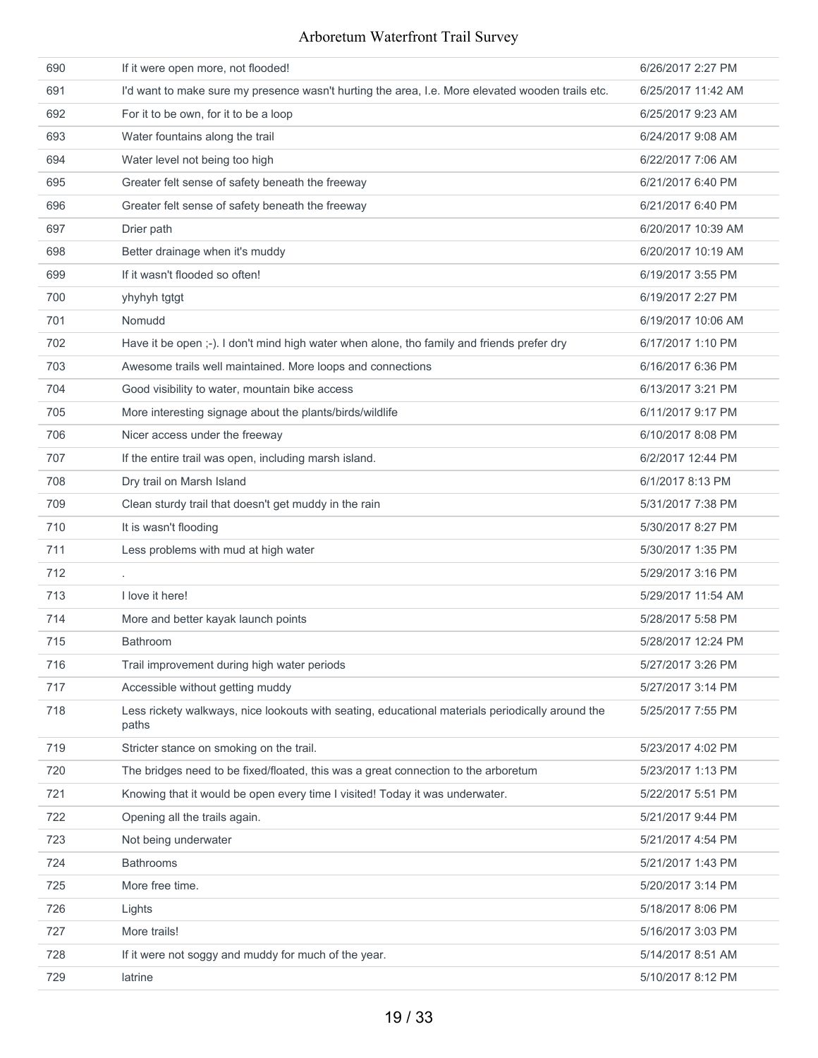| | | |
|---|---|---|
| 690 | If it were open more, not flooded! | 6/26/2017 2:27 PM |
| 691 | I'd want to make sure my presence wasn't hurting the area, I.e. More elevated wooden trails etc. | 6/25/2017 11:42 AM |
| 692 | For it to be own, for it to be a loop | 6/25/2017 9:23 AM |
| 693 | Water fountains along the trail | 6/24/2017 9:08 AM |
| 694 | Water level not being too high | 6/22/2017 7:06 AM |
| 695 | Greater felt sense of safety beneath the freeway | 6/21/2017 6:40 PM |
| 696 | Greater felt sense of safety beneath the freeway | 6/21/2017 6:40 PM |
| 697 | Drier path | 6/20/2017 10:39 AM |
| 698 | Better drainage when it's muddy | 6/20/2017 10:19 AM |
| 699 | If it wasn't flooded so often! | 6/19/2017 3:55 PM |
| 700 | yhyhyh tgtgt | 6/19/2017 2:27 PM |
| 701 | Nomudd | 6/19/2017 10:06 AM |
| 702 | Have it be open ;-). I don't mind high water when alone, tho family and friends prefer dry | 6/17/2017 1:10 PM |
| 703 | Awesome trails well maintained. More loops and connections | 6/16/2017 6:36 PM |
| 704 | Good visibility to water, mountain bike access | 6/13/2017 3:21 PM |
| 705 | More interesting signage about the plants/birds/wildlife | 6/11/2017 9:17 PM |
| 706 | Nicer access under the freeway | 6/10/2017 8:08 PM |
| 707 | If the entire trail was open, including marsh island. | 6/2/2017 12:44 PM |
| 708 | Dry trail on Marsh Island | 6/1/2017 8:13 PM |
| 709 | Clean sturdy trail that doesn't get muddy in the rain | 5/31/2017 7:38 PM |
| 710 | It is wasn't flooding | 5/30/2017 8:27 PM |
| 711 | Less problems with mud at high water | 5/30/2017 1:35 PM |
| 712 | . | 5/29/2017 3:16 PM |
| 713 | I love it here! | 5/29/2017 11:54 AM |
| 714 | More and better kayak launch points | 5/28/2017 5:58 PM |
| 715 | Bathroom | 5/28/2017 12:24 PM |
| 716 | Trail improvement during high water periods | 5/27/2017 3:26 PM |
| 717 | Accessible without getting muddy | 5/27/2017 3:14 PM |
| 718 | Less rickety walkways, nice lookouts with seating, educational materials periodically around the paths | 5/25/2017 7:55 PM |
| 719 | Stricter stance on smoking on the trail. | 5/23/2017 4:02 PM |
| 720 | The bridges need to be fixed/floated, this was a great connection to the arboretum | 5/23/2017 1:13 PM |
| 721 | Knowing that it would be open every time I visited! Today it was underwater. | 5/22/2017 5:51 PM |
| 722 | Opening all the trails again. | 5/21/2017 9:44 PM |
| 723 | Not being underwater | 5/21/2017 4:54 PM |
| 724 | Bathrooms | 5/21/2017 1:43 PM |
| 725 | More free time. | 5/20/2017 3:14 PM |
| 726 | Lights | 5/18/2017 8:06 PM |
| 727 | More trails! | 5/16/2017 3:03 PM |
| 728 | If it were not soggy and muddy for much of the year. | 5/14/2017 8:51 AM |
| 729 | latrine | 5/10/2017 8:12 PM |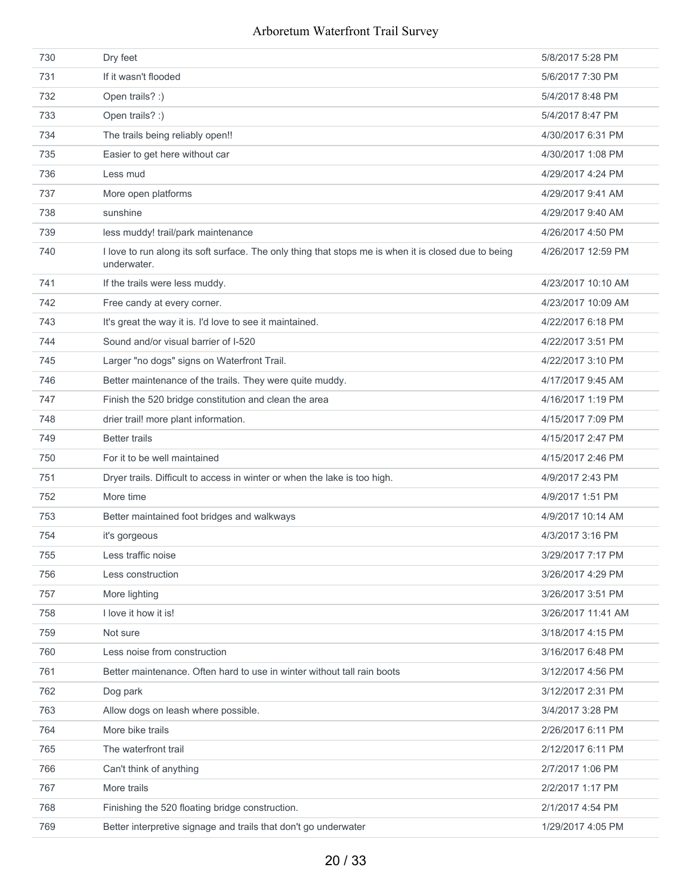| | | |
|---|---|---|
| 730 | Dry feet | 5/8/2017 5:28 PM |
| 731 | If it wasn't flooded | 5/6/2017 7:30 PM |
| 732 | Open trails? :) | 5/4/2017 8:48 PM |
| 733 | Open trails? :) | 5/4/2017 8:47 PM |
| 734 | The trails being reliably open!! | 4/30/2017 6:31 PM |
| 735 | Easier to get here without car | 4/30/2017 1:08 PM |
| 736 | Less mud | 4/29/2017 4:24 PM |
| 737 | More open platforms | 4/29/2017 9:41 AM |
| 738 | sunshine | 4/29/2017 9:40 AM |
| 739 | less muddy! trail/park maintenance | 4/26/2017 4:50 PM |
| 740 | I love to run along its soft surface. The only thing that stops me is when it is closed due to being underwater. | 4/26/2017 12:59 PM |
| 741 | If the trails were less muddy. | 4/23/2017 10:10 AM |
| 742 | Free candy at every corner. | 4/23/2017 10:09 AM |
| 743 | It's great the way it is. I'd love to see it maintained. | 4/22/2017 6:18 PM |
| 744 | Sound and/or visual barrier of I-520 | 4/22/2017 3:51 PM |
| 745 | Larger "no dogs" signs on Waterfront Trail. | 4/22/2017 3:10 PM |
| 746 | Better maintenance of the trails. They were quite muddy. | 4/17/2017 9:45 AM |
| 747 | Finish the 520 bridge constitution and clean the area | 4/16/2017 1:19 PM |
| 748 | drier trail! more plant information. | 4/15/2017 7:09 PM |
| 749 | Better trails | 4/15/2017 2:47 PM |
| 750 | For it to be well maintained | 4/15/2017 2:46 PM |
| 751 | Dryer trails. Difficult to access in winter or when the lake is too high. | 4/9/2017 2:43 PM |
| 752 | More time | 4/9/2017 1:51 PM |
| 753 | Better maintained foot bridges and walkways | 4/9/2017 10:14 AM |
| 754 | it's gorgeous | 4/3/2017 3:16 PM |
| 755 | Less traffic noise | 3/29/2017 7:17 PM |
| 756 | Less construction | 3/26/2017 4:29 PM |
| 757 | More lighting | 3/26/2017 3:51 PM |
| 758 | I love it how it is! | 3/26/2017 11:41 AM |
| 759 | Not sure | 3/18/2017 4:15 PM |
| 760 | Less noise from construction | 3/16/2017 6:48 PM |
| 761 | Better maintenance. Often hard to use in winter without tall rain boots | 3/12/2017 4:56 PM |
| 762 | Dog park | 3/12/2017 2:31 PM |
| 763 | Allow dogs on leash where possible. | 3/4/2017 3:28 PM |
| 764 | More bike trails | 2/26/2017 6:11 PM |
| 765 | The waterfront trail | 2/12/2017 6:11 PM |
| 766 | Can't think of anything | 2/7/2017 1:06 PM |
| 767 | More trails | 2/2/2017 1:17 PM |
| 768 | Finishing the 520 floating bridge construction. | 2/1/2017 4:54 PM |
| 769 | Better interpretive signage and trails that don't go underwater | 1/29/2017 4:05 PM |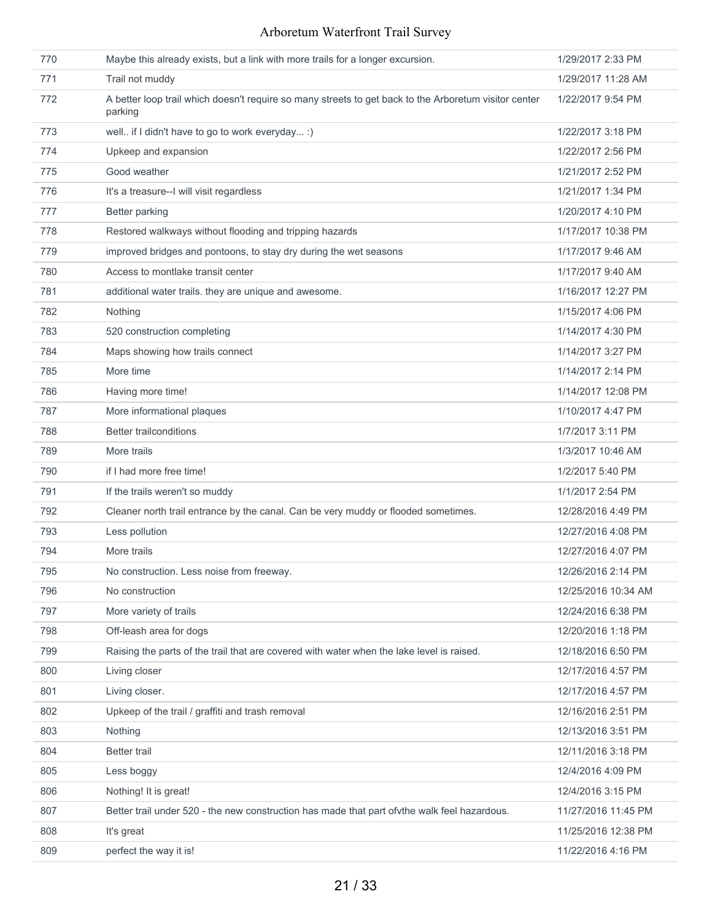| | | |
|---|---|---|
| 770 | Maybe this already exists, but a link with more trails for a longer excursion. | 1/29/2017 2:33 PM |
| 771 | Trail not muddy | 1/29/2017 11:28 AM |
| 772 | A better loop trail which doesn't require so many streets to get back to the Arboretum visitor center parking | 1/22/2017 9:54 PM |
| 773 | well.. if I didn't have to go to work everyday... :) | 1/22/2017 3:18 PM |
| 774 | Upkeep and expansion | 1/22/2017 2:56 PM |
| 775 | Good weather | 1/21/2017 2:52 PM |
| 776 | It's a treasure--I will visit regardless | 1/21/2017 1:34 PM |
| 777 | Better parking | 1/20/2017 4:10 PM |
| 778 | Restored walkways without flooding and tripping hazards | 1/17/2017 10:38 PM |
| 779 | improved bridges and pontoons, to stay dry during the wet seasons | 1/17/2017 9:46 AM |
| 780 | Access to montlake transit center | 1/17/2017 9:40 AM |
| 781 | additional water trails. they are unique and awesome. | 1/16/2017 12:27 PM |
| 782 | Nothing | 1/15/2017 4:06 PM |
| 783 | 520 construction completing | 1/14/2017 4:30 PM |
| 784 | Maps showing how trails connect | 1/14/2017 3:27 PM |
| 785 | More time | 1/14/2017 2:14 PM |
| 786 | Having more time! | 1/14/2017 12:08 PM |
| 787 | More informational plaques | 1/10/2017 4:47 PM |
| 788 | Better trailconditions | 1/7/2017 3:11 PM |
| 789 | More trails | 1/3/2017 10:46 AM |
| 790 | if I had more free time! | 1/2/2017 5:40 PM |
| 791 | If the trails weren't so muddy | 1/1/2017 2:54 PM |
| 792 | Cleaner north trail entrance by the canal. Can be very muddy or flooded sometimes. | 12/28/2016 4:49 PM |
| 793 | Less pollution | 12/27/2016 4:08 PM |
| 794 | More trails | 12/27/2016 4:07 PM |
| 795 | No construction. Less noise from freeway. | 12/26/2016 2:14 PM |
| 796 | No construction | 12/25/2016 10:34 AM |
| 797 | More variety of trails | 12/24/2016 6:38 PM |
| 798 | Off-leash area for dogs | 12/20/2016 1:18 PM |
| 799 | Raising the parts of the trail that are covered with water when the lake level is raised. | 12/18/2016 6:50 PM |
| 800 | Living closer | 12/17/2016 4:57 PM |
| 801 | Living closer. | 12/17/2016 4:57 PM |
| 802 | Upkeep of the trail / graffiti and trash removal | 12/16/2016 2:51 PM |
| 803 | Nothing | 12/13/2016 3:51 PM |
| 804 | Better trail | 12/11/2016 3:18 PM |
| 805 | Less boggy | 12/4/2016 4:09 PM |
| 806 | Nothing! It is great! | 12/4/2016 3:15 PM |
| 807 | Better trail under 520 - the new construction has made that part ofvthe walk feel hazardous. | 11/27/2016 11:45 PM |
| 808 | It's great | 11/25/2016 12:38 PM |
| 809 | perfect the way it is! | 11/22/2016 4:16 PM |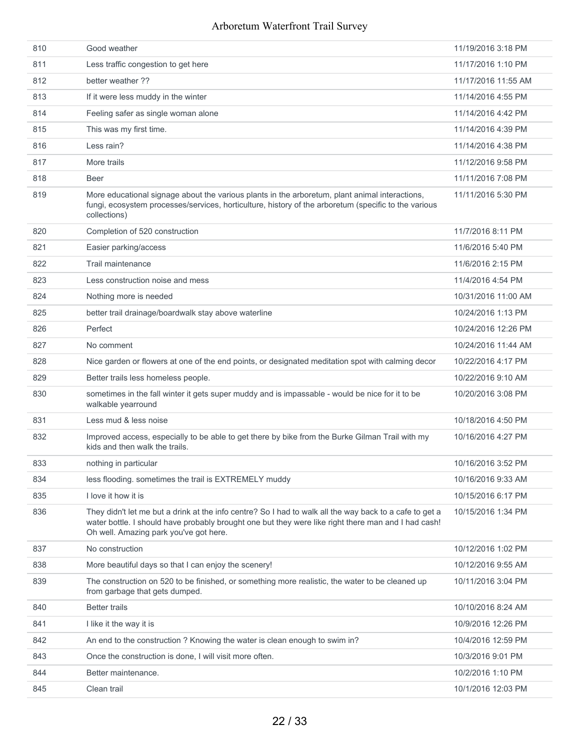| | | |
|---|---|---|
| 810 | Good weather | 11/19/2016 3:18 PM |
| 811 | Less traffic congestion to get here | 11/17/2016 1:10 PM |
| 812 | better weather ?? | 11/17/2016 11:55 AM |
| 813 | If it were less muddy in the winter | 11/14/2016 4:55 PM |
| 814 | Feeling safer as single woman alone | 11/14/2016 4:42 PM |
| 815 | This was my first time. | 11/14/2016 4:39 PM |
| 816 | Less rain? | 11/14/2016 4:38 PM |
| 817 | More trails | 11/12/2016 9:58 PM |
| 818 | Beer | 11/11/2016 7:08 PM |
| 819 | More educational signage about the various plants in the arboretum, plant animal interactions, fungi, ecosystem processes/services, horticulture, history of the arboretum (specific to the various collections) | 11/11/2016 5:30 PM |
| 820 | Completion of 520 construction | 11/7/2016 8:11 PM |
| 821 | Easier parking/access | 11/6/2016 5:40 PM |
| 822 | Trail maintenance | 11/6/2016 2:15 PM |
| 823 | Less construction noise and mess | 11/4/2016 4:54 PM |
| 824 | Nothing more is needed | 10/31/2016 11:00 AM |
| 825 | better trail drainage/boardwalk stay above waterline | 10/24/2016 1:13 PM |
| 826 | Perfect | 10/24/2016 12:26 PM |
| 827 | No comment | 10/24/2016 11:44 AM |
| 828 | Nice garden or flowers at one of the end points, or designated meditation spot with calming decor | 10/22/2016 4:17 PM |
| 829 | Better trails less homeless people. | 10/22/2016 9:10 AM |
| 830 | sometimes in the fall winter it gets super muddy and is impassable - would be nice for it to be walkable yearround | 10/20/2016 3:08 PM |
| 831 | Less mud & less noise | 10/18/2016 4:50 PM |
| 832 | Improved access, especially to be able to get there by bike from the Burke Gilman Trail with my kids and then walk the trails. | 10/16/2016 4:27 PM |
| 833 | nothing in particular | 10/16/2016 3:52 PM |
| 834 | less flooding. sometimes the trail is EXTREMELY muddy | 10/16/2016 9:33 AM |
| 835 | I love it how it is | 10/15/2016 6:17 PM |
| 836 | They didn't let me but a drink at the info centre? So I had to walk all the way back to a cafe to get a water bottle. I should have probably brought one but they were like right there man and I had cash! Oh well. Amazing park you've got here. | 10/15/2016 1:34 PM |
| 837 | No construction | 10/12/2016 1:02 PM |
| 838 | More beautiful days so that I can enjoy the scenery! | 10/12/2016 9:55 AM |
| 839 | The construction on 520 to be finished, or something more realistic, the water to be cleaned up from garbage that gets dumped. | 10/11/2016 3:04 PM |
| 840 | Better trails | 10/10/2016 8:24 AM |
| 841 | I like it the way it is | 10/9/2016 12:26 PM |
| 842 | An end to the construction ? Knowing the water is clean enough to swim in? | 10/4/2016 12:59 PM |
| 843 | Once the construction is done, I will visit more often. | 10/3/2016 9:01 PM |
| 844 | Better maintenance. | 10/2/2016 1:10 PM |
| 845 | Clean trail | 10/1/2016 12:03 PM |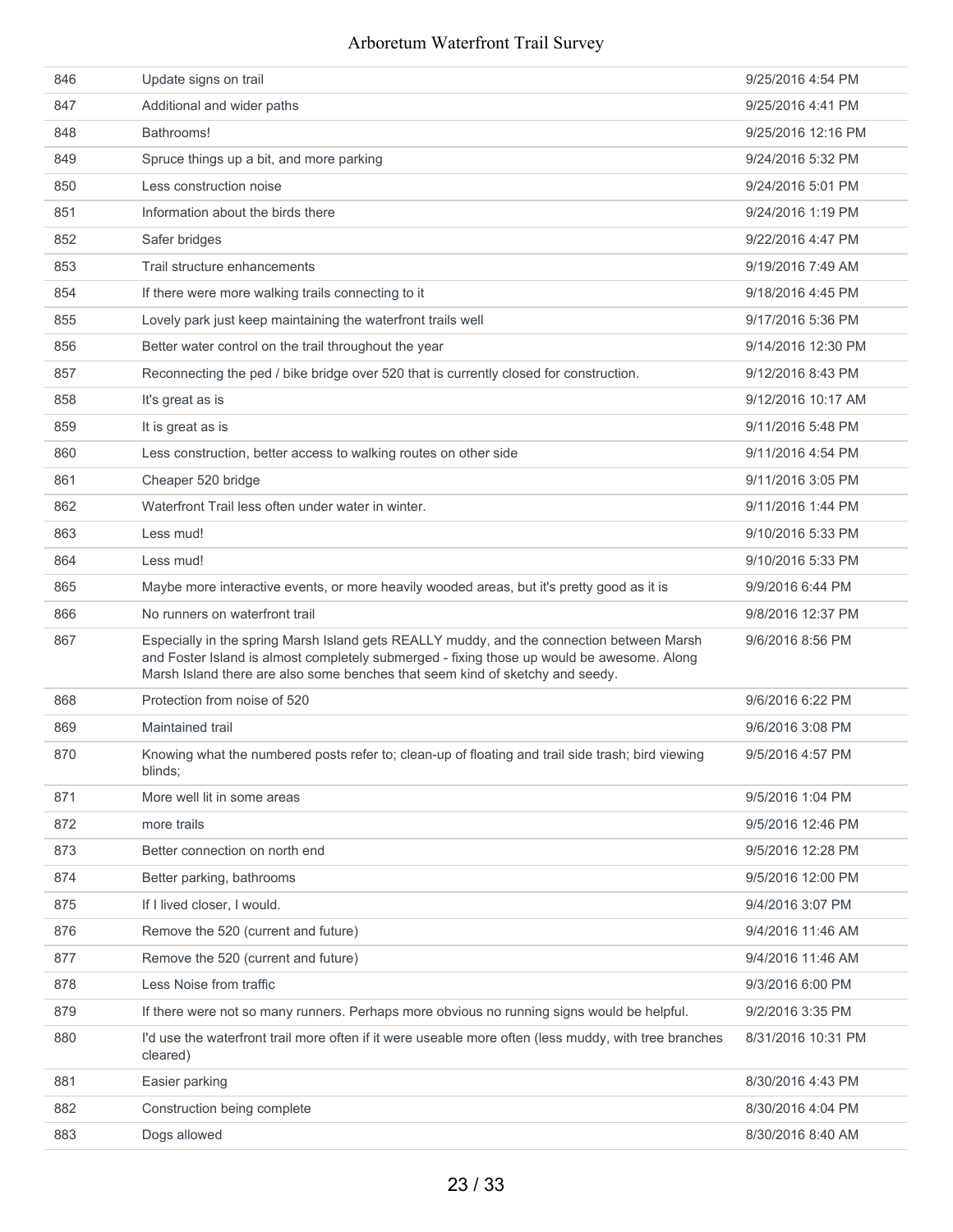| | | |
|---|---|---|
| 846 | Update signs on trail | 9/25/2016 4:54 PM |
| 847 | Additional and wider paths | 9/25/2016 4:41 PM |
| 848 | Bathrooms! | 9/25/2016 12:16 PM |
| 849 | Spruce things up a bit, and more parking | 9/24/2016 5:32 PM |
| 850 | Less construction noise | 9/24/2016 5:01 PM |
| 851 | Information about the birds there | 9/24/2016 1:19 PM |
| 852 | Safer bridges | 9/22/2016 4:47 PM |
| 853 | Trail structure enhancements | 9/19/2016 7:49 AM |
| 854 | If there were more walking trails connecting to it | 9/18/2016 4:45 PM |
| 855 | Lovely park just keep maintaining the waterfront trails well | 9/17/2016 5:36 PM |
| 856 | Better water control on the trail throughout the year | 9/14/2016 12:30 PM |
| 857 | Reconnecting the ped / bike bridge over 520 that is currently closed for construction. | 9/12/2016 8:43 PM |
| 858 | It's great as is | 9/12/2016 10:17 AM |
| 859 | It is great as is | 9/11/2016 5:48 PM |
| 860 | Less construction, better access to walking routes on other side | 9/11/2016 4:54 PM |
| 861 | Cheaper 520 bridge | 9/11/2016 3:05 PM |
| 862 | Waterfront Trail less often under water in winter. | 9/11/2016 1:44 PM |
| 863 | Less mud! | 9/10/2016 5:33 PM |
| 864 | Less mud! | 9/10/2016 5:33 PM |
| 865 | Maybe more interactive events, or more heavily wooded areas, but it's pretty good as it is | 9/9/2016 6:44 PM |
| 866 | No runners on waterfront trail | 9/8/2016 12:37 PM |
| 867 | Especially in the spring Marsh Island gets REALLY muddy, and the connection between Marsh and Foster Island is almost completely submerged - fixing those up would be awesome. Along Marsh Island there are also some benches that seem kind of sketchy and seedy. | 9/6/2016 8:56 PM |
| 868 | Protection from noise of 520 | 9/6/2016 6:22 PM |
| 869 | Maintained trail | 9/6/2016 3:08 PM |
| 870 | Knowing what the numbered posts refer to; clean-up of floating and trail side trash; bird viewing blinds; | 9/5/2016 4:57 PM |
| 871 | More well lit in some areas | 9/5/2016 1:04 PM |
| 872 | more trails | 9/5/2016 12:46 PM |
| 873 | Better connection on north end | 9/5/2016 12:28 PM |
| 874 | Better parking, bathrooms | 9/5/2016 12:00 PM |
| 875 | If I lived closer, I would. | 9/4/2016 3:07 PM |
| 876 | Remove the 520 (current and future) | 9/4/2016 11:46 AM |
| 877 | Remove the 520 (current and future) | 9/4/2016 11:46 AM |
| 878 | Less Noise from traffic | 9/3/2016 6:00 PM |
| 879 | If there were not so many runners. Perhaps more obvious no running signs would be helpful. | 9/2/2016 3:35 PM |
| 880 | I'd use the waterfront trail more often if it were useable more often (less muddy, with tree branches cleared) | 8/31/2016 10:31 PM |
| 881 | Easier parking | 8/30/2016 4:43 PM |
| 882 | Construction being complete | 8/30/2016 4:04 PM |
| 883 | Dogs allowed | 8/30/2016 8:40 AM |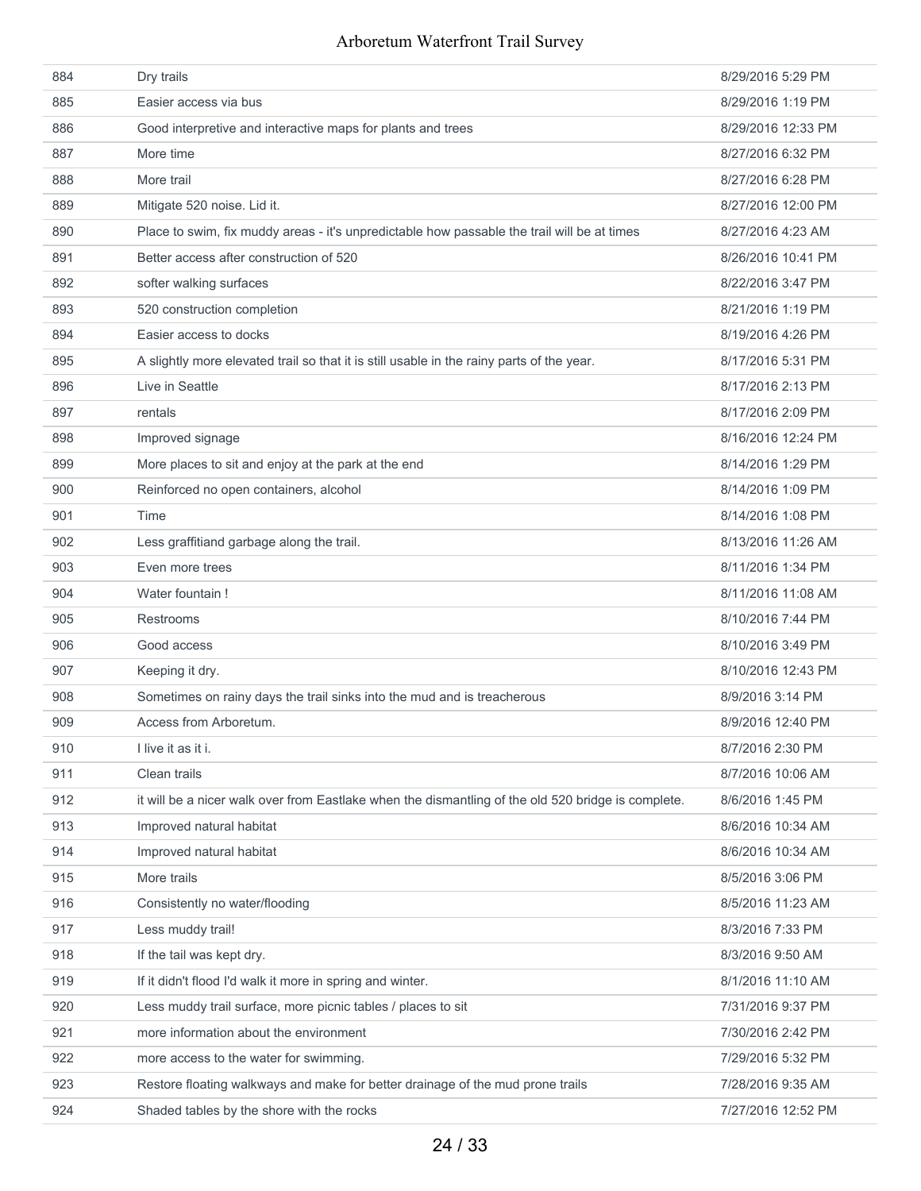| | | |
|---|---|---|
| 884 | Dry trails | 8/29/2016 5:29 PM |
| 885 | Easier access via bus | 8/29/2016 1:19 PM |
| 886 | Good interpretive and interactive maps for plants and trees | 8/29/2016 12:33 PM |
| 887 | More time | 8/27/2016 6:32 PM |
| 888 | More trail | 8/27/2016 6:28 PM |
| 889 | Mitigate 520 noise. Lid it. | 8/27/2016 12:00 PM |
| 890 | Place to swim, fix muddy areas - it's unpredictable how passable the trail will be at times | 8/27/2016 4:23 AM |
| 891 | Better access after construction of 520 | 8/26/2016 10:41 PM |
| 892 | softer walking surfaces | 8/22/2016 3:47 PM |
| 893 | 520 construction completion | 8/21/2016 1:19 PM |
| 894 | Easier access to docks | 8/19/2016 4:26 PM |
| 895 | A slightly more elevated trail so that it is still usable in the rainy parts of the year. | 8/17/2016 5:31 PM |
| 896 | Live in Seattle | 8/17/2016 2:13 PM |
| 897 | rentals | 8/17/2016 2:09 PM |
| 898 | Improved signage | 8/16/2016 12:24 PM |
| 899 | More places to sit and enjoy at the park at the end | 8/14/2016 1:29 PM |
| 900 | Reinforced no open containers, alcohol | 8/14/2016 1:09 PM |
| 901 | Time | 8/14/2016 1:08 PM |
| 902 | Less graffitiand garbage along the trail. | 8/13/2016 11:26 AM |
| 903 | Even more trees | 8/11/2016 1:34 PM |
| 904 | Water fountain ! | 8/11/2016 11:08 AM |
| 905 | Restrooms | 8/10/2016 7:44 PM |
| 906 | Good access | 8/10/2016 3:49 PM |
| 907 | Keeping it dry. | 8/10/2016 12:43 PM |
| 908 | Sometimes on rainy days the trail sinks into the mud and is treacherous | 8/9/2016 3:14 PM |
| 909 | Access from Arboretum. | 8/9/2016 12:40 PM |
| 910 | I live it as it i. | 8/7/2016 2:30 PM |
| 911 | Clean trails | 8/7/2016 10:06 AM |
| 912 | it will be a nicer walk over from Eastlake when the dismantling of the old 520 bridge is complete. | 8/6/2016 1:45 PM |
| 913 | Improved natural habitat | 8/6/2016 10:34 AM |
| 914 | Improved natural habitat | 8/6/2016 10:34 AM |
| 915 | More trails | 8/5/2016 3:06 PM |
| 916 | Consistently no water/flooding | 8/5/2016 11:23 AM |
| 917 | Less muddy trail! | 8/3/2016 7:33 PM |
| 918 | If the tail was kept dry. | 8/3/2016 9:50 AM |
| 919 | If it didn't flood I'd walk it more in spring and winter. | 8/1/2016 11:10 AM |
| 920 | Less muddy trail surface, more picnic tables / places to sit | 7/31/2016 9:37 PM |
| 921 | more information about the environment | 7/30/2016 2:42 PM |
| 922 | more access to the water for swimming. | 7/29/2016 5:32 PM |
| 923 | Restore floating walkways and make for better drainage of the mud prone trails | 7/28/2016 9:35 AM |
| 924 | Shaded tables by the shore with the rocks | 7/27/2016 12:52 PM |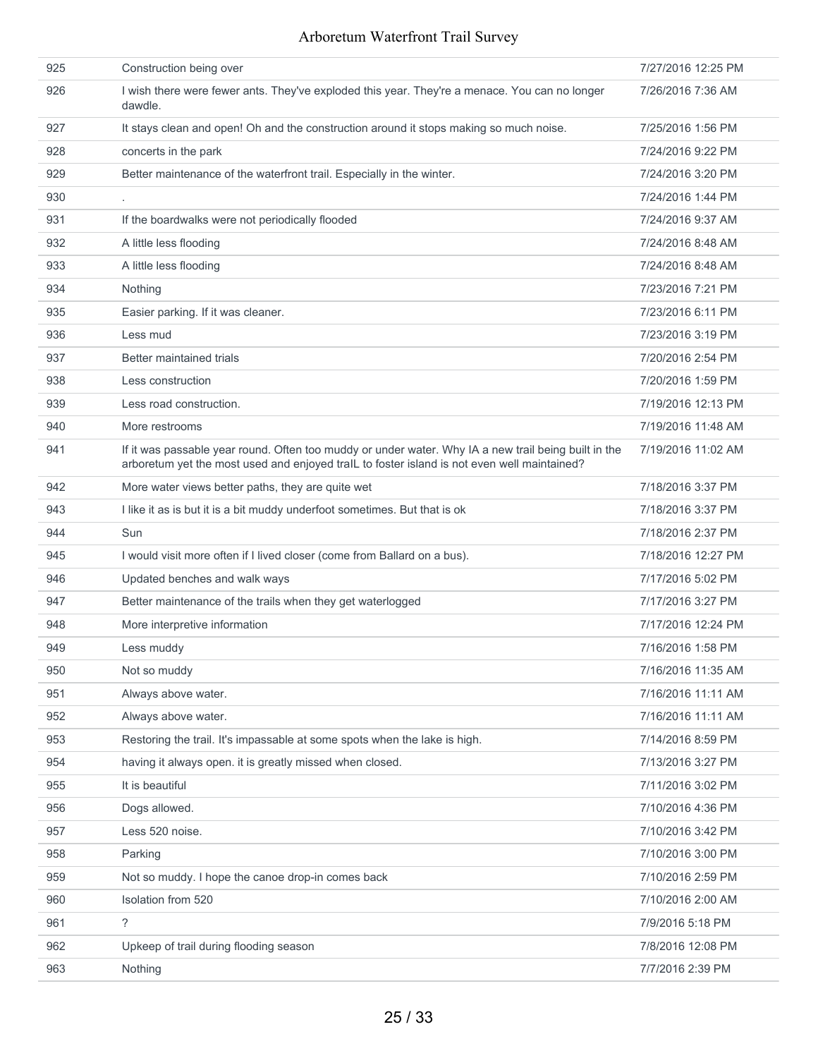| | | |
|---|---|---|
| 925 | Construction being over | 7/27/2016 12:25 PM |
| 926 | I wish there were fewer ants. They've exploded this year. They're a menace. You can no longer dawdle. | 7/26/2016 7:36 AM |
| 927 | It stays clean and open! Oh and the construction around it stops making so much noise. | 7/25/2016 1:56 PM |
| 928 | concerts in the park | 7/24/2016 9:22 PM |
| 929 | Better maintenance of the waterfront trail. Especially in the winter. | 7/24/2016 3:20 PM |
| 930 | . | 7/24/2016 1:44 PM |
| 931 | If the boardwalks were not periodically flooded | 7/24/2016 9:37 AM |
| 932 | A little less flooding | 7/24/2016 8:48 AM |
| 933 | A little less flooding | 7/24/2016 8:48 AM |
| 934 | Nothing | 7/23/2016 7:21 PM |
| 935 | Easier parking. If it was cleaner. | 7/23/2016 6:11 PM |
| 936 | Less mud | 7/23/2016 3:19 PM |
| 937 | Better maintained trials | 7/20/2016 2:54 PM |
| 938 | Less construction | 7/20/2016 1:59 PM |
| 939 | Less road construction. | 7/19/2016 12:13 PM |
| 940 | More restrooms | 7/19/2016 11:48 AM |
| 941 | If it was passable year round. Often too muddy or under water. Why IA a new trail being built in the arboretum yet the most used and enjoyed traIL to foster island is not even well maintained? | 7/19/2016 11:02 AM |
| 942 | More water views better paths, they are quite wet | 7/18/2016 3:37 PM |
| 943 | I like it as is but it is a bit muddy underfoot sometimes. But that is ok | 7/18/2016 3:37 PM |
| 944 | Sun | 7/18/2016 2:37 PM |
| 945 | I would visit more often if I lived closer (come from Ballard on a bus). | 7/18/2016 12:27 PM |
| 946 | Updated benches and walk ways | 7/17/2016 5:02 PM |
| 947 | Better maintenance of the trails when they get waterlogged | 7/17/2016 3:27 PM |
| 948 | More interpretive information | 7/17/2016 12:24 PM |
| 949 | Less muddy | 7/16/2016 1:58 PM |
| 950 | Not so muddy | 7/16/2016 11:35 AM |
| 951 | Always above water. | 7/16/2016 11:11 AM |
| 952 | Always above water. | 7/16/2016 11:11 AM |
| 953 | Restoring the trail. It's impassable at some spots when the lake is high. | 7/14/2016 8:59 PM |
| 954 | having it always open. it is greatly missed when closed. | 7/13/2016 3:27 PM |
| 955 | It is beautiful | 7/11/2016 3:02 PM |
| 956 | Dogs allowed. | 7/10/2016 4:36 PM |
| 957 | Less 520 noise. | 7/10/2016 3:42 PM |
| 958 | Parking | 7/10/2016 3:00 PM |
| 959 | Not so muddy. I hope the canoe drop-in comes back | 7/10/2016 2:59 PM |
| 960 | Isolation from 520 | 7/10/2016 2:00 AM |
| 961 | ? | 7/9/2016 5:18 PM |
| 962 | Upkeep of trail during flooding season | 7/8/2016 12:08 PM |
| 963 | Nothing | 7/7/2016 2:39 PM |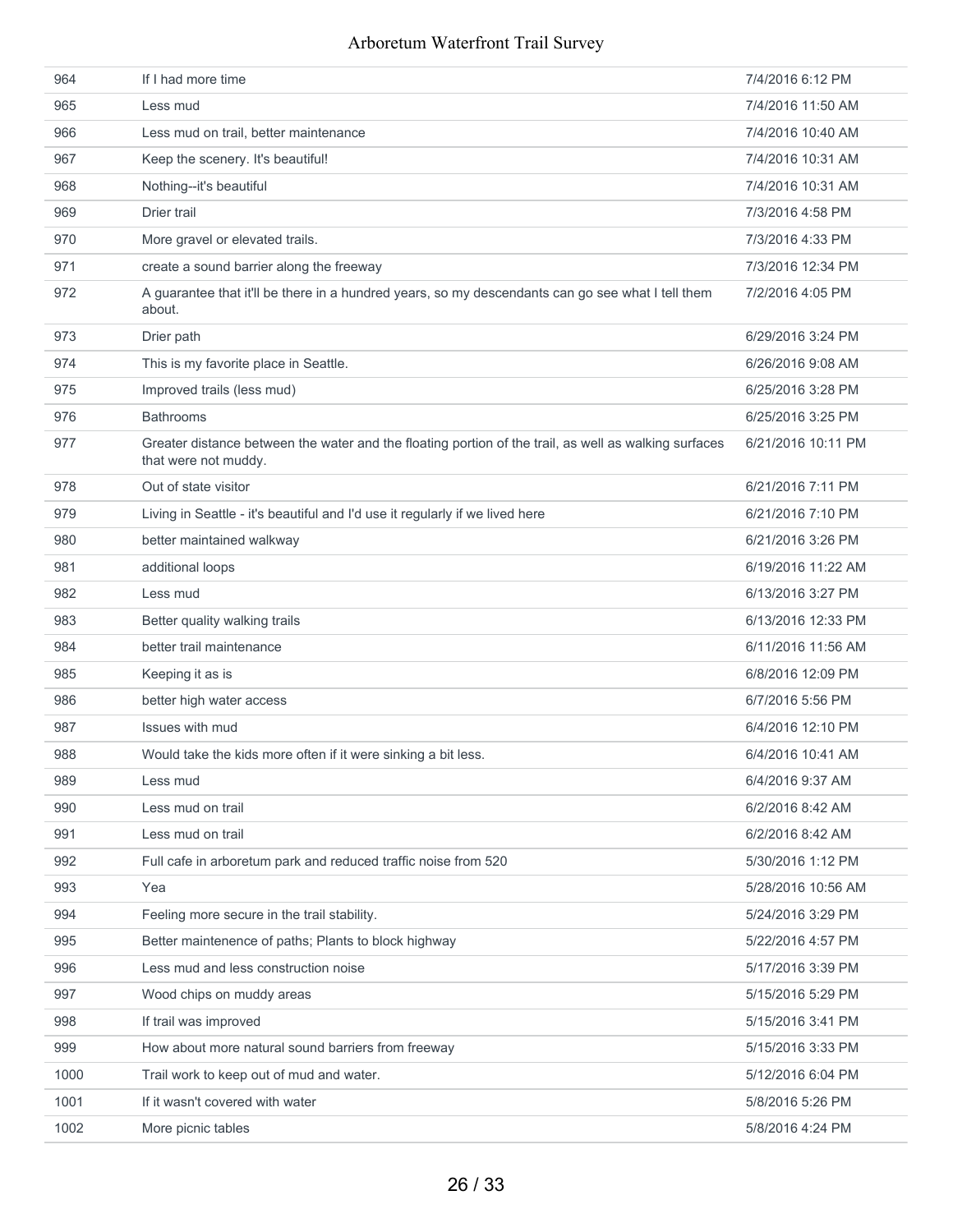| | | |
|---|---|---|
| 964 | If I had more time | 7/4/2016 6:12 PM |
| 965 | Less mud | 7/4/2016 11:50 AM |
| 966 | Less mud on trail, better maintenance | 7/4/2016 10:40 AM |
| 967 | Keep the scenery. It's beautiful! | 7/4/2016 10:31 AM |
| 968 | Nothing--it's beautiful | 7/4/2016 10:31 AM |
| 969 | Drier trail | 7/3/2016 4:58 PM |
| 970 | More gravel or elevated trails. | 7/3/2016 4:33 PM |
| 971 | create a sound barrier along the freeway | 7/3/2016 12:34 PM |
| 972 | A guarantee that it'll be there in a hundred years, so my descendants can go see what I tell them about. | 7/2/2016 4:05 PM |
| 973 | Drier path | 6/29/2016 3:24 PM |
| 974 | This is my favorite place in Seattle. | 6/26/2016 9:08 AM |
| 975 | Improved trails (less mud) | 6/25/2016 3:28 PM |
| 976 | Bathrooms | 6/25/2016 3:25 PM |
| 977 | Greater distance between the water and the floating portion of the trail, as well as walking surfaces that were not muddy. | 6/21/2016 10:11 PM |
| 978 | Out of state visitor | 6/21/2016 7:11 PM |
| 979 | Living in Seattle - it's beautiful and I'd use it regularly if we lived here | 6/21/2016 7:10 PM |
| 980 | better maintained walkway | 6/21/2016 3:26 PM |
| 981 | additional loops | 6/19/2016 11:22 AM |
| 982 | Less mud | 6/13/2016 3:27 PM |
| 983 | Better quality walking trails | 6/13/2016 12:33 PM |
| 984 | better trail maintenance | 6/11/2016 11:56 AM |
| 985 | Keeping it as is | 6/8/2016 12:09 PM |
| 986 | better high water access | 6/7/2016 5:56 PM |
| 987 | Issues with mud | 6/4/2016 12:10 PM |
| 988 | Would take the kids more often if it were sinking a bit less. | 6/4/2016 10:41 AM |
| 989 | Less mud | 6/4/2016 9:37 AM |
| 990 | Less mud on trail | 6/2/2016 8:42 AM |
| 991 | Less mud on trail | 6/2/2016 8:42 AM |
| 992 | Full cafe in arboretum park and reduced traffic noise from 520 | 5/30/2016 1:12 PM |
| 993 | Yea | 5/28/2016 10:56 AM |
| 994 | Feeling more secure in the trail stability. | 5/24/2016 3:29 PM |
| 995 | Better maintenence of paths; Plants to block highway | 5/22/2016 4:57 PM |
| 996 | Less mud and less construction noise | 5/17/2016 3:39 PM |
| 997 | Wood chips on muddy areas | 5/15/2016 5:29 PM |
| 998 | If trail was improved | 5/15/2016 3:41 PM |
| 999 | How about more natural sound barriers from freeway | 5/15/2016 3:33 PM |
| 1000 | Trail work to keep out of mud and water. | 5/12/2016 6:04 PM |
| 1001 | If it wasn't covered with water | 5/8/2016 5:26 PM |
| 1002 | More picnic tables | 5/8/2016 4:24 PM |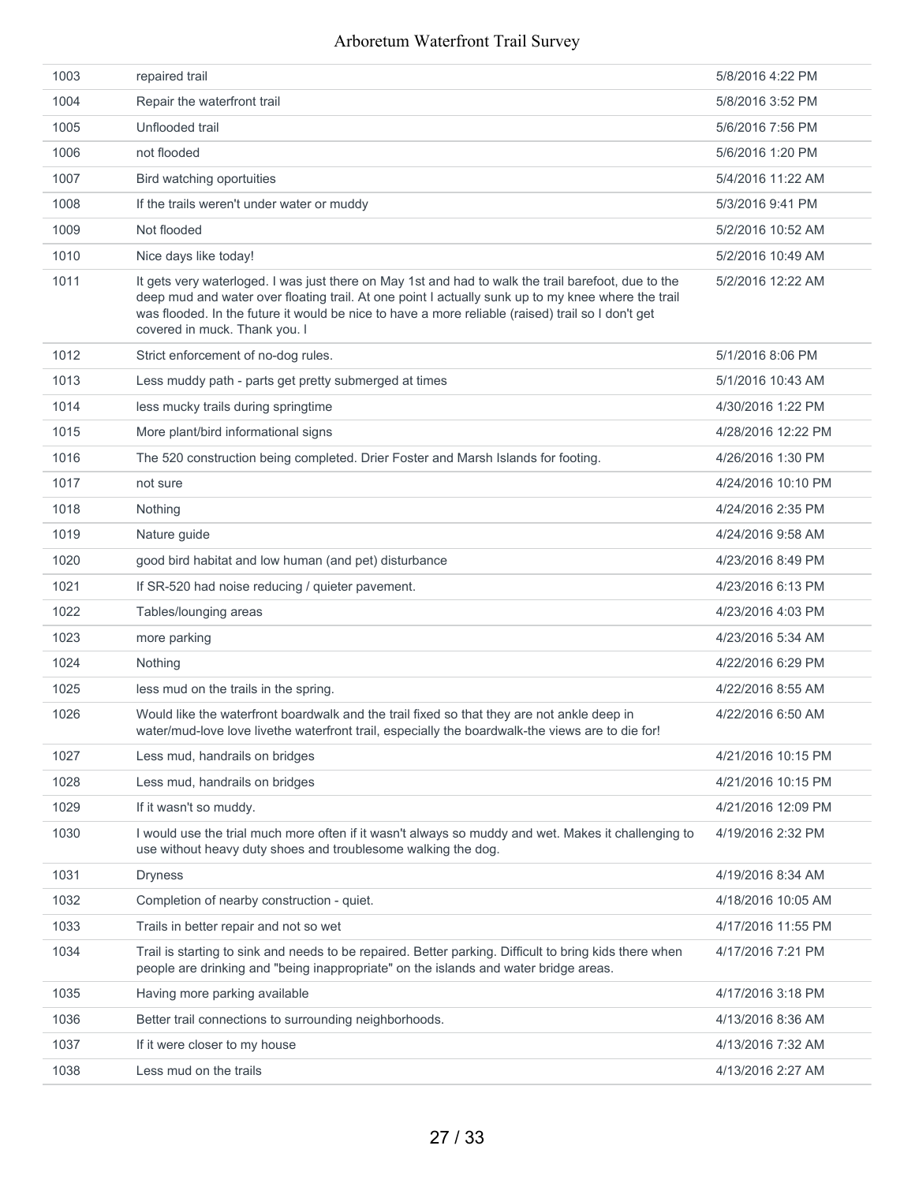| | | |
|---|---|---|
| 1003 | repaired trail | 5/8/2016 4:22 PM |
| 1004 | Repair the waterfront trail | 5/8/2016 3:52 PM |
| 1005 | Unflooded trail | 5/6/2016 7:56 PM |
| 1006 | not flooded | 5/6/2016 1:20 PM |
| 1007 | Bird watching oportuities | 5/4/2016 11:22 AM |
| 1008 | If the trails weren't under water or muddy | 5/3/2016 9:41 PM |
| 1009 | Not flooded | 5/2/2016 10:52 AM |
| 1010 | Nice days like today! | 5/2/2016 10:49 AM |
| 1011 | It gets very waterloged. I was just there on May 1st and had to walk the trail barefoot, due to the deep mud and water over floating trail. At one point I actually sunk up to my knee where the trail was flooded. In the future it would be nice to have a more reliable (raised) trail so I don't get covered in muck. Thank you. I | 5/2/2016 12:22 AM |
| 1012 | Strict enforcement of no-dog rules. | 5/1/2016 8:06 PM |
| 1013 | Less muddy path - parts get pretty submerged at times | 5/1/2016 10:43 AM |
| 1014 | less mucky trails during springtime | 4/30/2016 1:22 PM |
| 1015 | More plant/bird informational signs | 4/28/2016 12:22 PM |
| 1016 | The 520 construction being completed. Drier Foster and Marsh Islands for footing. | 4/26/2016 1:30 PM |
| 1017 | not sure | 4/24/2016 10:10 PM |
| 1018 | Nothing | 4/24/2016 2:35 PM |
| 1019 | Nature guide | 4/24/2016 9:58 AM |
| 1020 | good bird habitat and low human (and pet) disturbance | 4/23/2016 8:49 PM |
| 1021 | If SR-520 had noise reducing / quieter pavement. | 4/23/2016 6:13 PM |
| 1022 | Tables/lounging areas | 4/23/2016 4:03 PM |
| 1023 | more parking | 4/23/2016 5:34 AM |
| 1024 | Nothing | 4/22/2016 6:29 PM |
| 1025 | less mud on the trails in the spring. | 4/22/2016 8:55 AM |
| 1026 | Would like the waterfront boardwalk and the trail fixed so that they are not ankle deep in water/mud-love love livethe waterfront trail, especially the boardwalk-the views are to die for! | 4/22/2016 6:50 AM |
| 1027 | Less mud, handrails on bridges | 4/21/2016 10:15 PM |
| 1028 | Less mud, handrails on bridges | 4/21/2016 10:15 PM |
| 1029 | If it wasn't so muddy. | 4/21/2016 12:09 PM |
| 1030 | I would use the trial much more often if it wasn't always so muddy and wet. Makes it challenging to use without heavy duty shoes and troublesome walking the dog. | 4/19/2016 2:32 PM |
| 1031 | Dryness | 4/19/2016 8:34 AM |
| 1032 | Completion of nearby construction - quiet. | 4/18/2016 10:05 AM |
| 1033 | Trails in better repair and not so wet | 4/17/2016 11:55 PM |
| 1034 | Trail is starting to sink and needs to be repaired. Better parking. Difficult to bring kids there when people are drinking and "being inappropriate" on the islands and water bridge areas. | 4/17/2016 7:21 PM |
| 1035 | Having more parking available | 4/17/2016 3:18 PM |
| 1036 | Better trail connections to surrounding neighborhoods. | 4/13/2016 8:36 AM |
| 1037 | If it were closer to my house | 4/13/2016 7:32 AM |
| 1038 | Less mud on the trails | 4/13/2016 2:27 AM |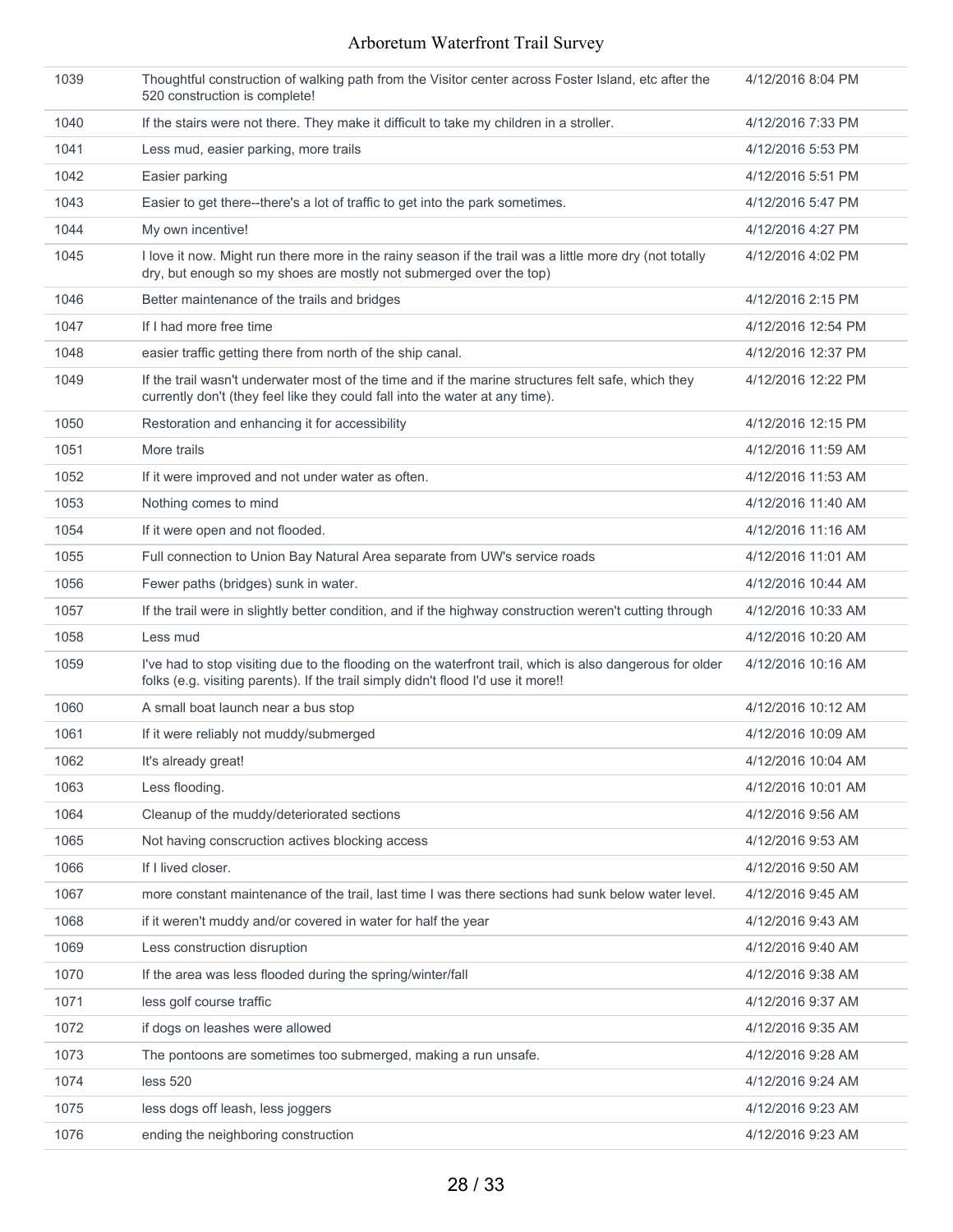| | | |
|---|---|---|
| 1039 | Thoughtful construction of walking path from the Visitor center across Foster Island, etc after the 520 construction is complete! | 4/12/2016 8:04 PM |
| 1040 | If the stairs were not there. They make it difficult to take my children in a stroller. | 4/12/2016 7:33 PM |
| 1041 | Less mud, easier parking, more trails | 4/12/2016 5:53 PM |
| 1042 | Easier parking | 4/12/2016 5:51 PM |
| 1043 | Easier to get there--there's a lot of traffic to get into the park sometimes. | 4/12/2016 5:47 PM |
| 1044 | My own incentive! | 4/12/2016 4:27 PM |
| 1045 | I love it now. Might run there more in the rainy season if the trail was a little more dry (not totally dry, but enough so my shoes are mostly not submerged over the top) | 4/12/2016 4:02 PM |
| 1046 | Better maintenance of the trails and bridges | 4/12/2016 2:15 PM |
| 1047 | If I had more free time | 4/12/2016 12:54 PM |
| 1048 | easier traffic getting there from north of the ship canal. | 4/12/2016 12:37 PM |
| 1049 | If the trail wasn't underwater most of the time and if the marine structures felt safe, which they currently don't (they feel like they could fall into the water at any time). | 4/12/2016 12:22 PM |
| 1050 | Restoration and enhancing it for accessibility | 4/12/2016 12:15 PM |
| 1051 | More trails | 4/12/2016 11:59 AM |
| 1052 | If it were improved and not under water as often. | 4/12/2016 11:53 AM |
| 1053 | Nothing comes to mind | 4/12/2016 11:40 AM |
| 1054 | If it were open and not flooded. | 4/12/2016 11:16 AM |
| 1055 | Full connection to Union Bay Natural Area separate from UW's service roads | 4/12/2016 11:01 AM |
| 1056 | Fewer paths (bridges) sunk in water. | 4/12/2016 10:44 AM |
| 1057 | If the trail were in slightly better condition, and if the highway construction weren't cutting through | 4/12/2016 10:33 AM |
| 1058 | Less mud | 4/12/2016 10:20 AM |
| 1059 | I've had to stop visiting due to the flooding on the waterfront trail, which is also dangerous for older folks (e.g. visiting parents). If the trail simply didn't flood I'd use it more!! | 4/12/2016 10:16 AM |
| 1060 | A small boat launch near a bus stop | 4/12/2016 10:12 AM |
| 1061 | If it were reliably not muddy/submerged | 4/12/2016 10:09 AM |
| 1062 | It's already great! | 4/12/2016 10:04 AM |
| 1063 | Less flooding. | 4/12/2016 10:01 AM |
| 1064 | Cleanup of the muddy/deteriorated sections | 4/12/2016 9:56 AM |
| 1065 | Not having conscruction actives blocking access | 4/12/2016 9:53 AM |
| 1066 | If I lived closer. | 4/12/2016 9:50 AM |
| 1067 | more constant maintenance of the trail, last time I was there sections had sunk below water level. | 4/12/2016 9:45 AM |
| 1068 | if it weren't muddy and/or covered in water for half the year | 4/12/2016 9:43 AM |
| 1069 | Less construction disruption | 4/12/2016 9:40 AM |
| 1070 | If the area was less flooded during the spring/winter/fall | 4/12/2016 9:38 AM |
| 1071 | less golf course traffic | 4/12/2016 9:37 AM |
| 1072 | if dogs on leashes were allowed | 4/12/2016 9:35 AM |
| 1073 | The pontoons are sometimes too submerged, making a run unsafe. | 4/12/2016 9:28 AM |
| 1074 | less 520 | 4/12/2016 9:24 AM |
| 1075 | less dogs off leash, less joggers | 4/12/2016 9:23 AM |
| 1076 | ending the neighboring construction | 4/12/2016 9:23 AM |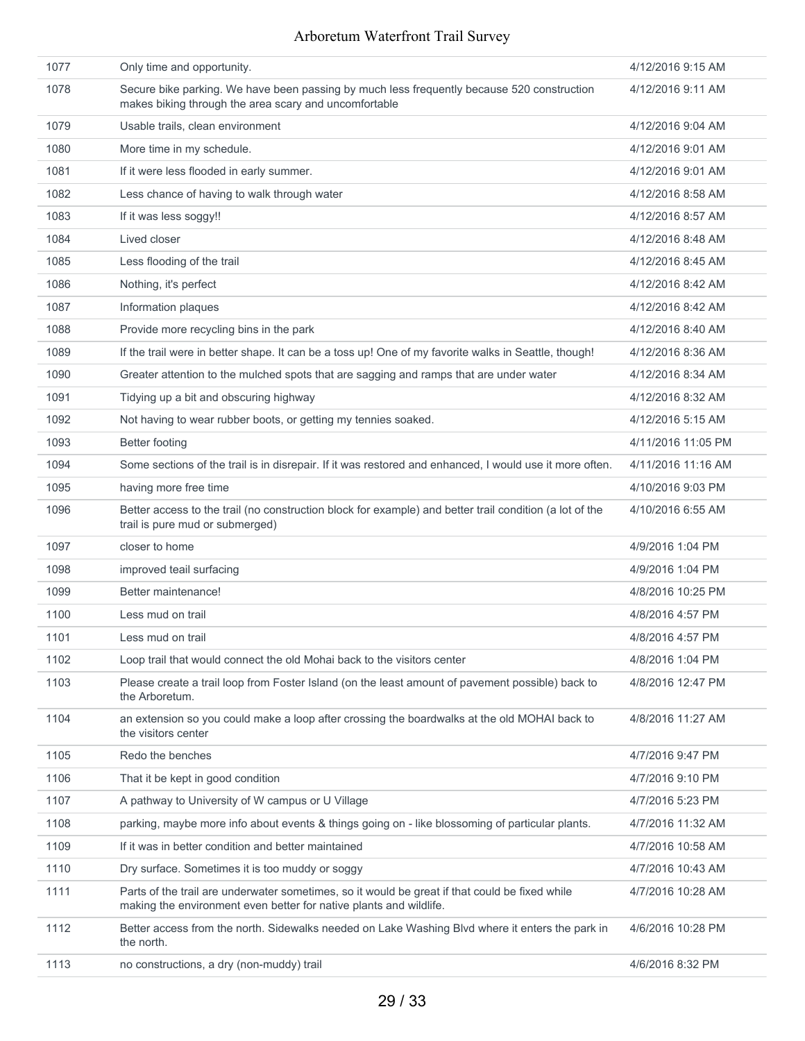| | | |
|---|---|---|
| 1077 | Only time and opportunity. | 4/12/2016 9:15 AM |
| 1078 | Secure bike parking. We have been passing by much less frequently because 520 construction makes biking through the area scary and uncomfortable | 4/12/2016 9:11 AM |
| 1079 | Usable trails, clean environment | 4/12/2016 9:04 AM |
| 1080 | More time in my schedule. | 4/12/2016 9:01 AM |
| 1081 | If it were less flooded in early summer. | 4/12/2016 9:01 AM |
| 1082 | Less chance of having to walk through water | 4/12/2016 8:58 AM |
| 1083 | If it was less soggy!! | 4/12/2016 8:57 AM |
| 1084 | Lived closer | 4/12/2016 8:48 AM |
| 1085 | Less flooding of the trail | 4/12/2016 8:45 AM |
| 1086 | Nothing, it's perfect | 4/12/2016 8:42 AM |
| 1087 | Information plaques | 4/12/2016 8:42 AM |
| 1088 | Provide more recycling bins in the park | 4/12/2016 8:40 AM |
| 1089 | If the trail were in better shape. It can be a toss up! One of my favorite walks in Seattle, though! | 4/12/2016 8:36 AM |
| 1090 | Greater attention to the mulched spots that are sagging and ramps that are under water | 4/12/2016 8:34 AM |
| 1091 | Tidying up a bit and obscuring highway | 4/12/2016 8:32 AM |
| 1092 | Not having to wear rubber boots, or getting my tennies soaked. | 4/12/2016 5:15 AM |
| 1093 | Better footing | 4/11/2016 11:05 PM |
| 1094 | Some sections of the trail is in disrepair. If it was restored and enhanced, I would use it more often. | 4/11/2016 11:16 AM |
| 1095 | having more free time | 4/10/2016 9:03 PM |
| 1096 | Better access to the trail (no construction block for example) and better trail condition (a lot of the trail is pure mud or submerged) | 4/10/2016 6:55 AM |
| 1097 | closer to home | 4/9/2016 1:04 PM |
| 1098 | improved teail surfacing | 4/9/2016 1:04 PM |
| 1099 | Better maintenance! | 4/8/2016 10:25 PM |
| 1100 | Less mud on trail | 4/8/2016 4:57 PM |
| 1101 | Less mud on trail | 4/8/2016 4:57 PM |
| 1102 | Loop trail that would connect the old Mohai back to the visitors center | 4/8/2016 1:04 PM |
| 1103 | Please create a trail loop from Foster Island (on the least amount of pavement possible) back to the Arboretum. | 4/8/2016 12:47 PM |
| 1104 | an extension so you could make a loop after crossing the boardwalks at the old MOHAI back to the visitors center | 4/8/2016 11:27 AM |
| 1105 | Redo the benches | 4/7/2016 9:47 PM |
| 1106 | That it be kept in good condition | 4/7/2016 9:10 PM |
| 1107 | A pathway to University of W campus or U Village | 4/7/2016 5:23 PM |
| 1108 | parking, maybe more info about events & things going on - like blossoming of particular plants. | 4/7/2016 11:32 AM |
| 1109 | If it was in better condition and better maintained | 4/7/2016 10:58 AM |
| 1110 | Dry surface. Sometimes it is too muddy or soggy | 4/7/2016 10:43 AM |
| 1111 | Parts of the trail are underwater sometimes, so it would be great if that could be fixed while making the environment even better for native plants and wildlife. | 4/7/2016 10:28 AM |
| 1112 | Better access from the north. Sidewalks needed on Lake Washing Blvd where it enters the park in the north. | 4/6/2016 10:28 PM |
| 1113 | no constructions, a dry (non-muddy) trail | 4/6/2016 8:32 PM |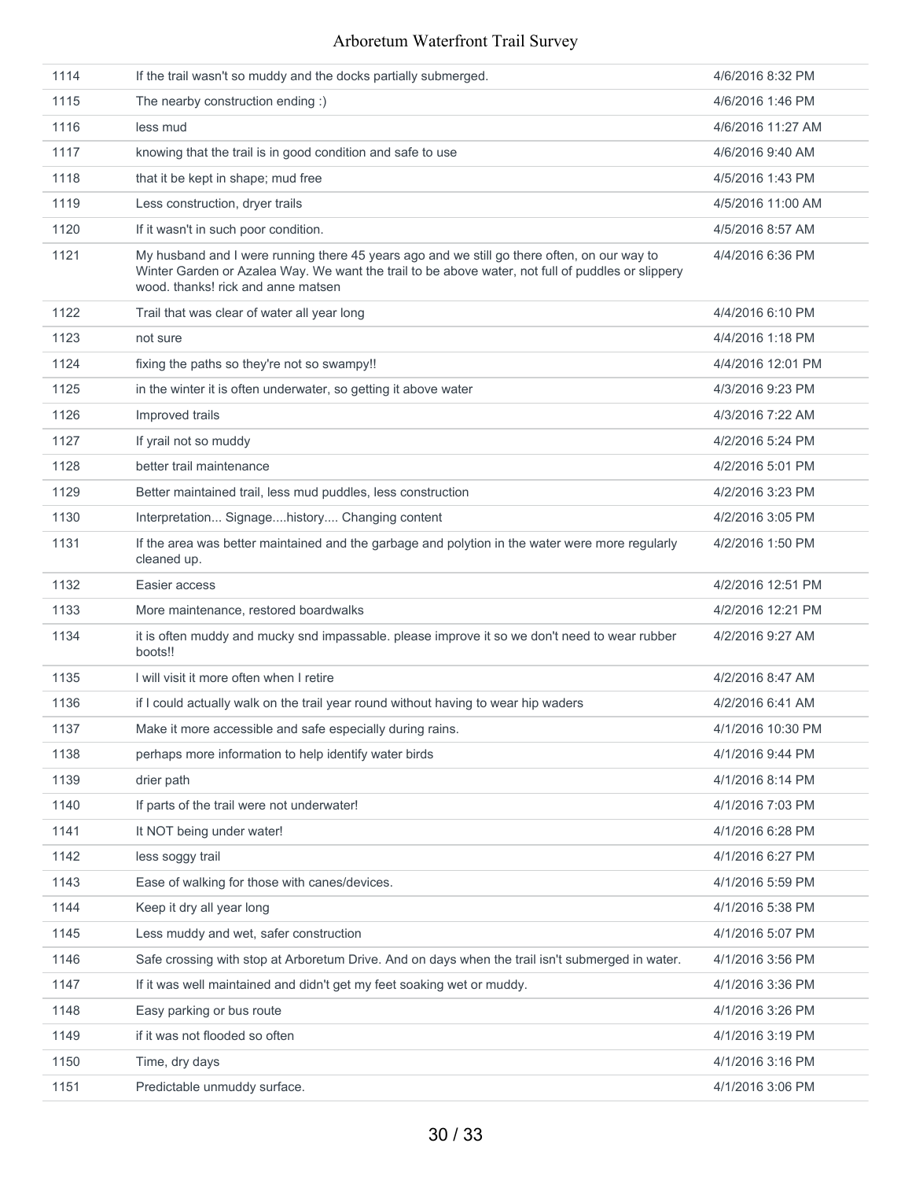| | | |
|---|---|---|
| 1114 | If the trail wasn't so muddy and the docks partially submerged. | 4/6/2016 8:32 PM |
| 1115 | The nearby construction ending :) | 4/6/2016 1:46 PM |
| 1116 | less mud | 4/6/2016 11:27 AM |
| 1117 | knowing that the trail is in good condition and safe to use | 4/6/2016 9:40 AM |
| 1118 | that it be kept in shape; mud free | 4/5/2016 1:43 PM |
| 1119 | Less construction, dryer trails | 4/5/2016 11:00 AM |
| 1120 | If it wasn't in such poor condition. | 4/5/2016 8:57 AM |
| 1121 | My husband and I were running there 45 years ago and we still go there often, on our way to Winter Garden or Azalea Way. We want the trail to be above water, not full of puddles or slippery wood. thanks! rick and anne matsen | 4/4/2016 6:36 PM |
| 1122 | Trail that was clear of water all year long | 4/4/2016 6:10 PM |
| 1123 | not sure | 4/4/2016 1:18 PM |
| 1124 | fixing the paths so they're not so swampy!! | 4/4/2016 12:01 PM |
| 1125 | in the winter it is often underwater, so getting it above water | 4/3/2016 9:23 PM |
| 1126 | Improved trails | 4/3/2016 7:22 AM |
| 1127 | If yrail not so muddy | 4/2/2016 5:24 PM |
| 1128 | better trail maintenance | 4/2/2016 5:01 PM |
| 1129 | Better maintained trail, less mud puddles, less construction | 4/2/2016 3:23 PM |
| 1130 | Interpretation... Signage....history.... Changing content | 4/2/2016 3:05 PM |
| 1131 | If the area was better maintained and the garbage and polytion in the water were more regularly cleaned up. | 4/2/2016 1:50 PM |
| 1132 | Easier access | 4/2/2016 12:51 PM |
| 1133 | More maintenance, restored boardwalks | 4/2/2016 12:21 PM |
| 1134 | it is often muddy and mucky snd impassable. please improve it so we don't need to wear rubber boots!! | 4/2/2016 9:27 AM |
| 1135 | I will visit it more often when I retire | 4/2/2016 8:47 AM |
| 1136 | if I could actually walk on the trail year round without having to wear hip waders | 4/2/2016 6:41 AM |
| 1137 | Make it more accessible and safe especially during rains. | 4/1/2016 10:30 PM |
| 1138 | perhaps more information to help identify water birds | 4/1/2016 9:44 PM |
| 1139 | drier path | 4/1/2016 8:14 PM |
| 1140 | If parts of the trail were not underwater! | 4/1/2016 7:03 PM |
| 1141 | It NOT being under water! | 4/1/2016 6:28 PM |
| 1142 | less soggy trail | 4/1/2016 6:27 PM |
| 1143 | Ease of walking for those with canes/devices. | 4/1/2016 5:59 PM |
| 1144 | Keep it dry all year long | 4/1/2016 5:38 PM |
| 1145 | Less muddy and wet, safer construction | 4/1/2016 5:07 PM |
| 1146 | Safe crossing with stop at Arboretum Drive. And on days when the trail isn't submerged in water. | 4/1/2016 3:56 PM |
| 1147 | If it was well maintained and didn't get my feet soaking wet or muddy. | 4/1/2016 3:36 PM |
| 1148 | Easy parking or bus route | 4/1/2016 3:26 PM |
| 1149 | if it was not flooded so often | 4/1/2016 3:19 PM |
| 1150 | Time, dry days | 4/1/2016 3:16 PM |
| 1151 | Predictable unmuddy surface. | 4/1/2016 3:06 PM |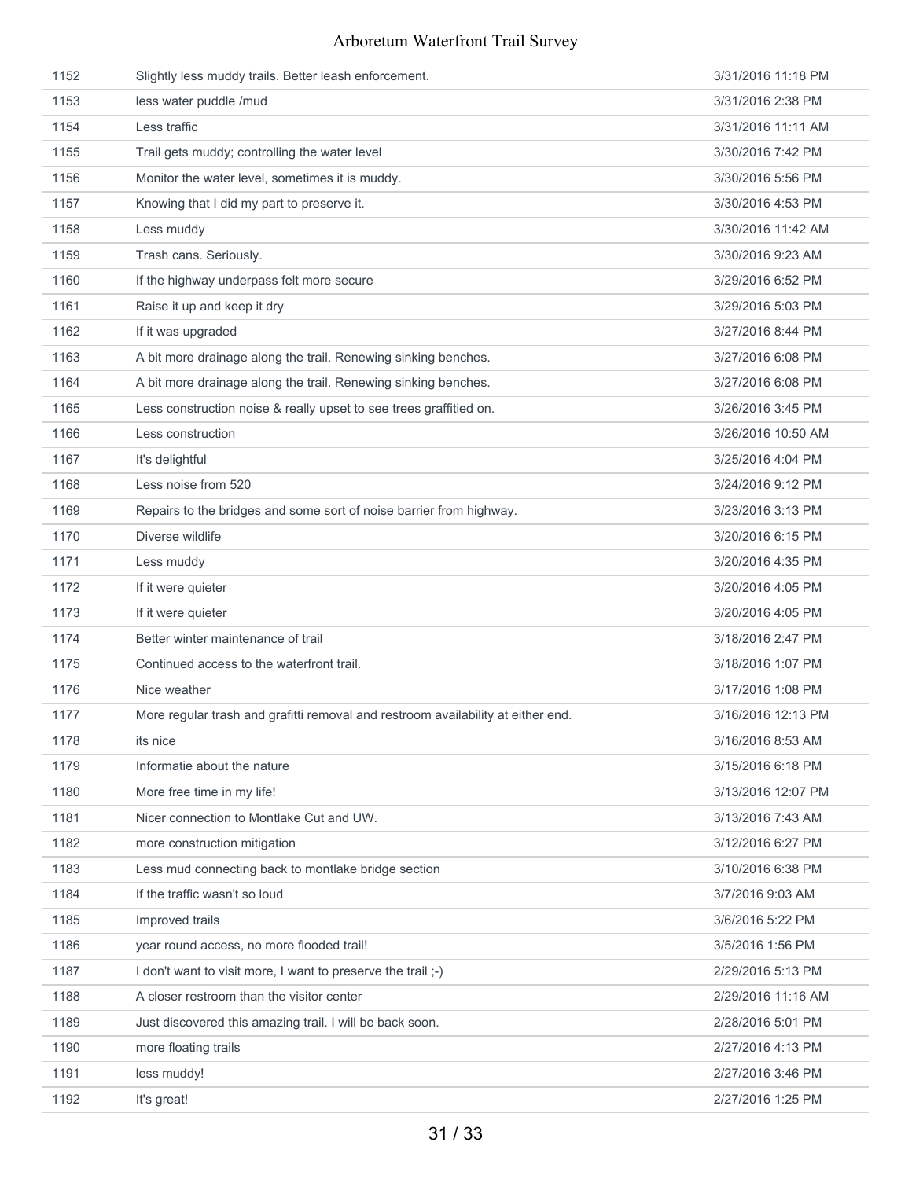| | | |
|---|---|---|
| 1152 | Slightly less muddy trails. Better leash enforcement. | 3/31/2016 11:18 PM |
| 1153 | less water puddle /mud | 3/31/2016 2:38 PM |
| 1154 | Less traffic | 3/31/2016 11:11 AM |
| 1155 | Trail gets muddy; controlling the water level | 3/30/2016 7:42 PM |
| 1156 | Monitor the water level, sometimes it is muddy. | 3/30/2016 5:56 PM |
| 1157 | Knowing that I did my part to preserve it. | 3/30/2016 4:53 PM |
| 1158 | Less muddy | 3/30/2016 11:42 AM |
| 1159 | Trash cans. Seriously. | 3/30/2016 9:23 AM |
| 1160 | If the highway underpass felt more secure | 3/29/2016 6:52 PM |
| 1161 | Raise it up and keep it dry | 3/29/2016 5:03 PM |
| 1162 | If it was upgraded | 3/27/2016 8:44 PM |
| 1163 | A bit more drainage along the trail. Renewing sinking benches. | 3/27/2016 6:08 PM |
| 1164 | A bit more drainage along the trail. Renewing sinking benches. | 3/27/2016 6:08 PM |
| 1165 | Less construction noise & really upset to see trees graffitied on. | 3/26/2016 3:45 PM |
| 1166 | Less construction | 3/26/2016 10:50 AM |
| 1167 | It's delightful | 3/25/2016 4:04 PM |
| 1168 | Less noise from 520 | 3/24/2016 9:12 PM |
| 1169 | Repairs to the bridges and some sort of noise barrier from highway. | 3/23/2016 3:13 PM |
| 1170 | Diverse wildlife | 3/20/2016 6:15 PM |
| 1171 | Less muddy | 3/20/2016 4:35 PM |
| 1172 | If it were quieter | 3/20/2016 4:05 PM |
| 1173 | If it were quieter | 3/20/2016 4:05 PM |
| 1174 | Better winter maintenance of trail | 3/18/2016 2:47 PM |
| 1175 | Continued access to the waterfront trail. | 3/18/2016 1:07 PM |
| 1176 | Nice weather | 3/17/2016 1:08 PM |
| 1177 | More regular trash and grafitti removal and restroom availability at either end. | 3/16/2016 12:13 PM |
| 1178 | its nice | 3/16/2016 8:53 AM |
| 1179 | Informatie about the nature | 3/15/2016 6:18 PM |
| 1180 | More free time in my life! | 3/13/2016 12:07 PM |
| 1181 | Nicer connection to Montlake Cut and UW. | 3/13/2016 7:43 AM |
| 1182 | more construction mitigation | 3/12/2016 6:27 PM |
| 1183 | Less mud connecting back to montlake bridge section | 3/10/2016 6:38 PM |
| 1184 | If the traffic wasn't so loud | 3/7/2016 9:03 AM |
| 1185 | Improved trails | 3/6/2016 5:22 PM |
| 1186 | year round access, no more flooded trail! | 3/5/2016 1:56 PM |
| 1187 | I don't want to visit more, I want to preserve the trail ;-) | 2/29/2016 5:13 PM |
| 1188 | A closer restroom than the visitor center | 2/29/2016 11:16 AM |
| 1189 | Just discovered this amazing trail. I will be back soon. | 2/28/2016 5:01 PM |
| 1190 | more floating trails | 2/27/2016 4:13 PM |
| 1191 | less muddy! | 2/27/2016 3:46 PM |
| 1192 | It's great! | 2/27/2016 1:25 PM |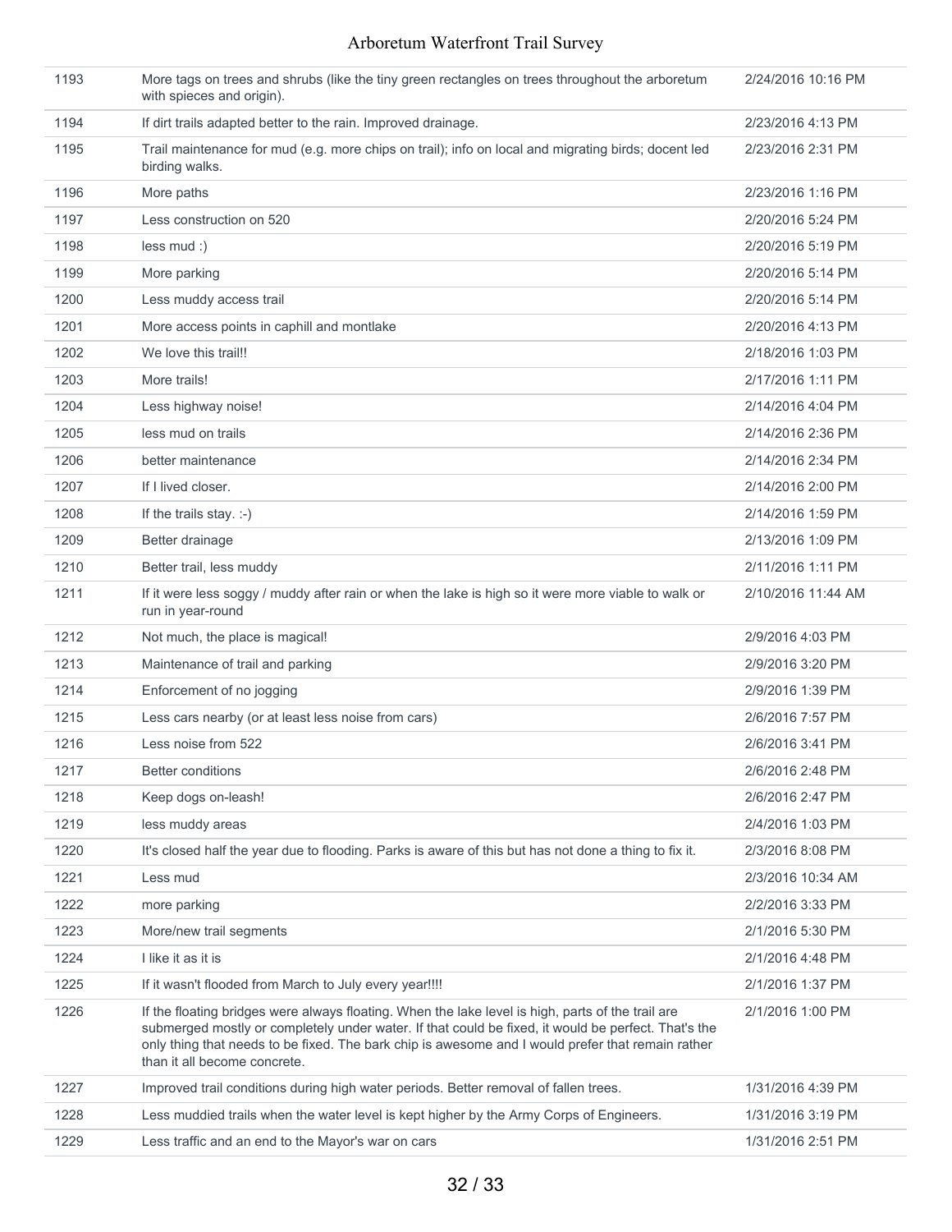| | | |
|---|---|---|
| 1193 | More tags on trees and shrubs (like the tiny green rectangles on trees throughout the arboretum with spieces and origin). | 2/24/2016 10:16 PM |
| 1194 | If dirt trails adapted better to the rain. Improved drainage. | 2/23/2016 4:13 PM |
| 1195 | Trail maintenance for mud (e.g. more chips on trail); info on local and migrating birds; docent led birding walks. | 2/23/2016 2:31 PM |
| 1196 | More paths | 2/23/2016 1:16 PM |
| 1197 | Less construction on 520 | 2/20/2016 5:24 PM |
| 1198 | less mud :) | 2/20/2016 5:19 PM |
| 1199 | More parking | 2/20/2016 5:14 PM |
| 1200 | Less muddy access trail | 2/20/2016 5:14 PM |
| 1201 | More access points in caphill and montlake | 2/20/2016 4:13 PM |
| 1202 | We love this trail!! | 2/18/2016 1:03 PM |
| 1203 | More trails! | 2/17/2016 1:11 PM |
| 1204 | Less highway noise! | 2/14/2016 4:04 PM |
| 1205 | less mud on trails | 2/14/2016 2:36 PM |
| 1206 | better maintenance | 2/14/2016 2:34 PM |
| 1207 | If I lived closer. | 2/14/2016 2:00 PM |
| 1208 | If the trails stay. :-) | 2/14/2016 1:59 PM |
| 1209 | Better drainage | 2/13/2016 1:09 PM |
| 1210 | Better trail, less muddy | 2/11/2016 1:11 PM |
| 1211 | If it were less soggy / muddy after rain or when the lake is high so it were more viable to walk or run in year-round | 2/10/2016 11:44 AM |
| 1212 | Not much, the place is magical! | 2/9/2016 4:03 PM |
| 1213 | Maintenance of trail and parking | 2/9/2016 3:20 PM |
| 1214 | Enforcement of no jogging | 2/9/2016 1:39 PM |
| 1215 | Less cars nearby (or at least less noise from cars) | 2/6/2016 7:57 PM |
| 1216 | Less noise from 522 | 2/6/2016 3:41 PM |
| 1217 | Better conditions | 2/6/2016 2:48 PM |
| 1218 | Keep dogs on-leash! | 2/6/2016 2:47 PM |
| 1219 | less muddy areas | 2/4/2016 1:03 PM |
| 1220 | It's closed half the year due to flooding. Parks is aware of this but has not done a thing to fix it. | 2/3/2016 8:08 PM |
| 1221 | Less mud | 2/3/2016 10:34 AM |
| 1222 | more parking | 2/2/2016 3:33 PM |
| 1223 | More/new trail segments | 2/1/2016 5:30 PM |
| 1224 | I like it as it is | 2/1/2016 4:48 PM |
| 1225 | If it wasn't flooded from March to July every year!!!! | 2/1/2016 1:37 PM |
| 1226 | If the floating bridges were always floating. When the lake level is high, parts of the trail are submerged mostly or completely under water. If that could be fixed, it would be perfect. That's the only thing that needs to be fixed. The bark chip is awesome and I would prefer that remain rather than it all become concrete. | 2/1/2016 1:00 PM |
| 1227 | Improved trail conditions during high water periods. Better removal of fallen trees. | 1/31/2016 4:39 PM |
| 1228 | Less muddied trails when the water level is kept higher by the Army Corps of Engineers. | 1/31/2016 3:19 PM |
| 1229 | Less traffic and an end to the Mayor's war on cars | 1/31/2016 2:51 PM |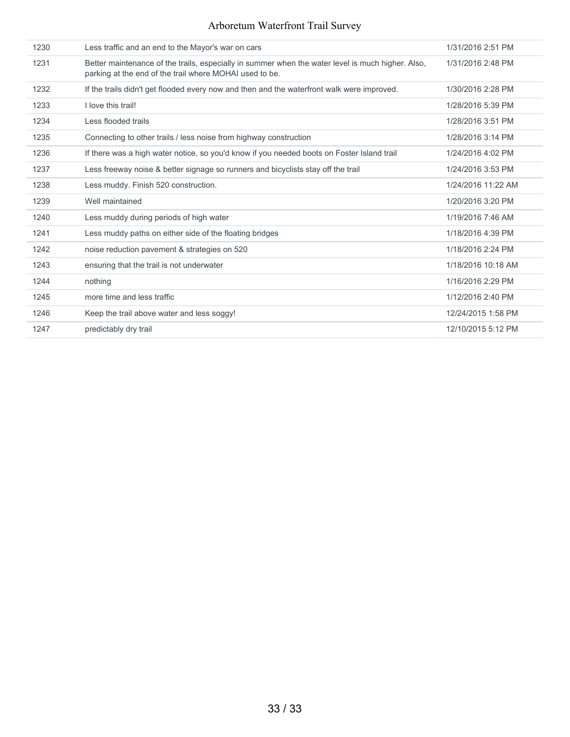| | | |
|---|---|---|
| 1230 | Less traffic and an end to the Mayor's war on cars | 1/31/2016 2:51 PM |
| 1231 | Better maintenance of the trails, especially in summer when the water level is much higher. Also, parking at the end of the trail where MOHAI used to be. | 1/31/2016 2:48 PM |
| 1232 | If the trails didn't get flooded every now and then and the waterfront walk were improved. | 1/30/2016 2:28 PM |
| 1233 | I love this trail! | 1/28/2016 5:39 PM |
| 1234 | Less flooded trails | 1/28/2016 3:51 PM |
| 1235 | Connecting to other trails / less noise from highway construction | 1/28/2016 3:14 PM |
| 1236 | If there was a high water notice, so you'd know if you needed boots on Foster Island trail | 1/24/2016 4:02 PM |
| 1237 | Less freeway noise & better signage so runners and bicyclists stay off the trail | 1/24/2016 3:53 PM |
| 1238 | Less muddy. Finish 520 construction. | 1/24/2016 11:22 AM |
| 1239 | Well maintained | 1/20/2016 3:20 PM |
| 1240 | Less muddy during periods of high water | 1/19/2016 7:46 AM |
| 1241 | Less muddy paths on either side of the floating bridges | 1/18/2016 4:39 PM |
| 1242 | noise reduction pavement & strategies on 520 | 1/18/2016 2:24 PM |
| 1243 | ensuring that the trail is not underwater | 1/18/2016 10:18 AM |
| 1244 | nothing | 1/16/2016 2:29 PM |
| 1245 | more time and less traffic | 1/12/2016 2:40 PM |
| 1246 | Keep the trail above water and less soggy! | 12/24/2015 1:58 PM |
| 1247 | predictably dry trail | 12/10/2015 5:12 PM |